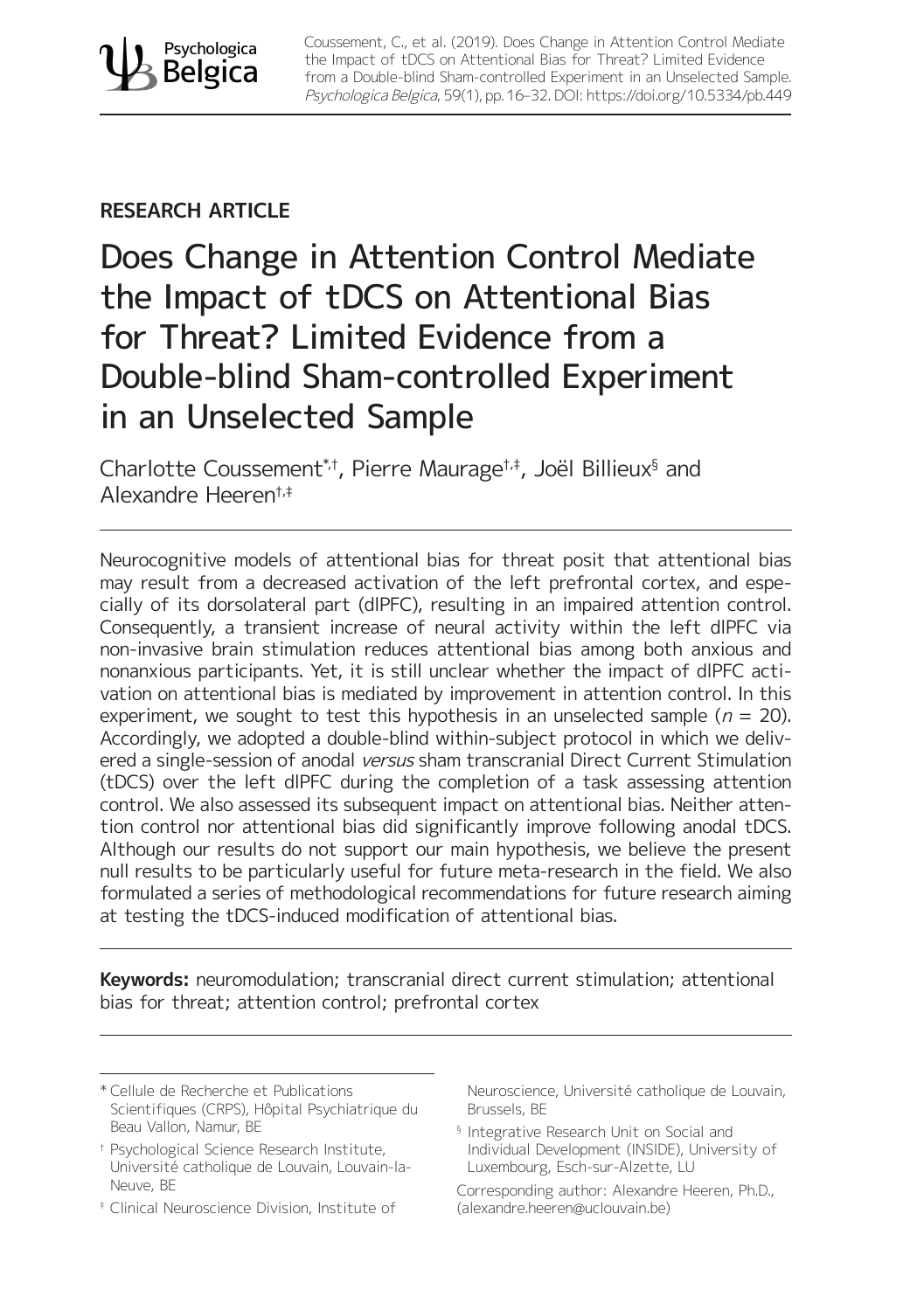**RESEARCH ARTICLE**

# Does Change in Attention Control Mediate the Impact of tDCS on Attentional Bias for Threat? Limited Evidence from a Double-blind Sham-controlled Experiment in an Unselected Sample

Charlotte Coussement[*,†], Pierre Maurage[†,‡], Joël Billieux[§] and Alexandre Heeren[†,‡]

Neurocognitive models of attentional bias for threat posit that attentional bias may result from a decreased activation of the left prefrontal cortex, and especially of its dorsolateral part (dlPFC), resulting in an impaired attention control. Consequently, a transient increase of neural activity within the left dlPFC via non-invasive brain stimulation reduces attentional bias among both anxious and nonanxious participants. Yet, it is still unclear whether the impact of dlPFC activation on attentional bias is mediated by improvement in attention control. In this experiment, we sought to test this hypothesis in an unselected sample ($n$ = 20). Accordingly, we adopted a double-blind within-subject protocol in which we delivered a single-session of anodal *versus* sham transcranial Direct Current Stimulation (tDCS) over the left dlPFC during the completion of a task assessing attention control. We also assessed its subsequent impact on attentional bias. Neither attention control nor attentional bias did significantly improve following anodal tDCS. Although our results do not support our main hypothesis, we believe the present null results to be particularly useful for future meta-research in the field. We also formulated a series of methodological recommendations for future research aiming at testing the tDCS-induced modification of attentional bias.

**Keywords:** neuromodulation; transcranial direct current stimulation; attentional bias for threat; attention control; prefrontal cortex

[*] Cellule de Recherche et Publications Scientifiques (CRPS), Hôpital Psychiatrique du Beau Vallon, Namur, BE

[†] Psychological Science Research Institute, Université catholique de Louvain, Louvain-la-Neuve, BE

[‡] Clinical Neuroscience Division, Institute of Neuroscience, Université catholique de Louvain, Brussels, BE

[§] Integrative Research Unit on Social and Individual Development (INSIDE), University of Luxembourg, Esch-sur-Alzette, LU

Corresponding author: Alexandre Heeren, Ph.D., (alexandre.heeren@uclouvain.be)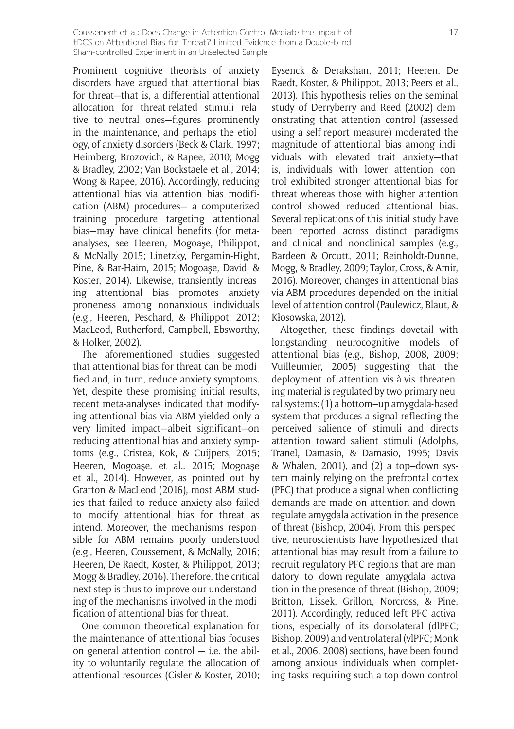Prominent cognitive theorists of anxiety disorders have argued that attentional bias for threat—that is, a differential attentional allocation for threat-related stimuli relative to neutral ones—figures prominently in the maintenance, and perhaps the etiology, of anxiety disorders (Beck & Clark, 1997; Heimberg, Brozovich, & Rapee, 2010; Mogg & Bradley, 2002; Van Bockstaele et al., 2014; Wong & Rapee, 2016). Accordingly, reducing attentional bias via attention bias modification (ABM) procedures— a computerized training procedure targeting attentional bias—may have clinical benefits (for meta-analyses, see Heeren, Mogoaşe, Philippot, & McNally 2015; Linetzky, Pergamin-Hight, Pine, & Bar-Haim, 2015; Mogoaşe, David, & Koster, 2014). Likewise, transiently increasing attentional bias promotes anxiety proneness among nonanxious individuals (e.g., Heeren, Peschard, & Philippot, 2012; MacLeod, Rutherford, Campbell, Ebsworthy, & Holker, 2002).

The aforementioned studies suggested that attentional bias for threat can be modified and, in turn, reduce anxiety symptoms. Yet, despite these promising initial results, recent meta-analyses indicated that modifying attentional bias via ABM yielded only a very limited impact—albeit significant—on reducing attentional bias and anxiety symptoms (e.g., Cristea, Kok, & Cuijpers, 2015; Heeren, Mogoaşe, et al., 2015; Mogoaşe et al., 2014). However, as pointed out by Grafton & MacLeod (2016), most ABM studies that failed to reduce anxiety also failed to modify attentional bias for threat as intend. Moreover, the mechanisms responsible for ABM remains poorly understood (e.g., Heeren, Coussement, & McNally, 2016; Heeren, De Raedt, Koster, & Philippot, 2013; Mogg & Bradley, 2016). Therefore, the critical next step is thus to improve our understanding of the mechanisms involved in the modification of attentional bias for threat.

One common theoretical explanation for the maintenance of attentional bias focuses on general attention control — i.e. the ability to voluntarily regulate the allocation of attentional resources (Cisler & Koster, 2010; Eysenck & Derakshan, 2011; Heeren, De Raedt, Koster, & Philippot, 2013; Peers et al., 2013). This hypothesis relies on the seminal study of Derryberry and Reed (2002) demonstrating that attention control (assessed using a self-report measure) moderated the magnitude of attentional bias among individuals with elevated trait anxiety—that is, individuals with lower attention control exhibited stronger attentional bias for threat whereas those with higher attention control showed reduced attentional bias. Several replications of this initial study have been reported across distinct paradigms and clinical and nonclinical samples (e.g., Bardeen & Orcutt, 2011; Reinholdt-Dunne, Mogg, & Bradley, 2009; Taylor, Cross, & Amir, 2016). Moreover, changes in attentional bias via ABM procedures depended on the initial level of attention control (Paulewicz, Blaut, & Kłosowska, 2012).

Altogether, these findings dovetail with longstanding neurocognitive models of attentional bias (e.g., Bishop, 2008, 2009; Vuilleumier, 2005) suggesting that the deployment of attention vis-à-vis threatening material is regulated by two primary neural systems: (1) a bottom–up amygdala-based system that produces a signal reflecting the perceived salience of stimuli and directs attention toward salient stimuli (Adolphs, Tranel, Damasio, & Damasio, 1995; Davis & Whalen, 2001), and (2) a top–down system mainly relying on the prefrontal cortex (PFC) that produce a signal when conflicting demands are made on attention and down-regulate amygdala activation in the presence of threat (Bishop, 2004). From this perspective, neuroscientists have hypothesized that attentional bias may result from a failure to recruit regulatory PFC regions that are mandatory to down-regulate amygdala activation in the presence of threat (Bishop, 2009; Britton, Lissek, Grillon, Norcross, & Pine, 2011). Accordingly, reduced left PFC activations, especially of its dorsolateral (dlPFC; Bishop, 2009) and ventrolateral (vlPFC; Monk et al., 2006, 2008) sections, have been found among anxious individuals when completing tasks requiring such a top-down control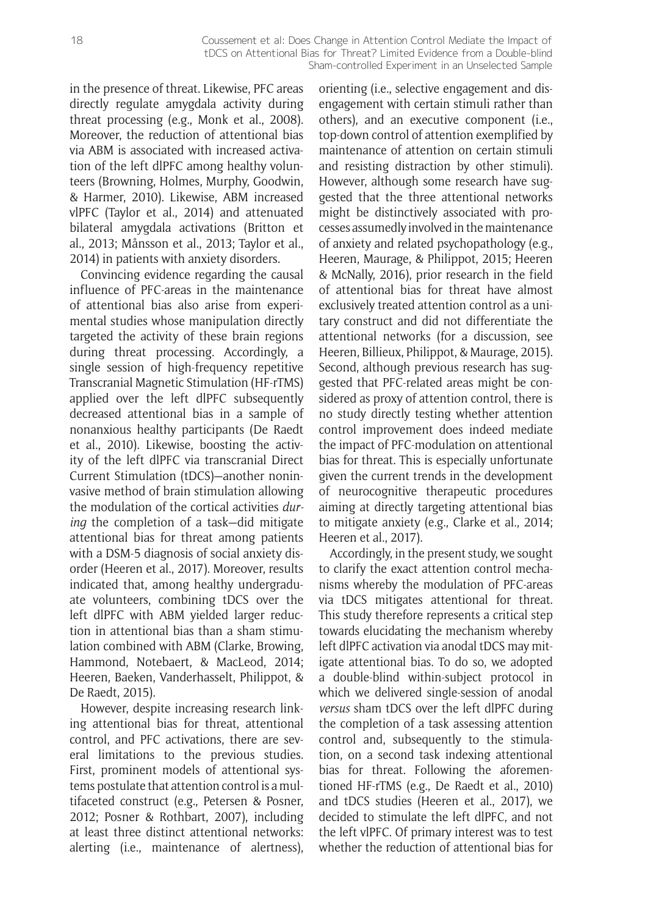in the presence of threat. Likewise, PFC areas directly regulate amygdala activity during threat processing (e.g., Monk et al., 2008). Moreover, the reduction of attentional bias via ABM is associated with increased activation of the left dlPFC among healthy volunteers (Browning, Holmes, Murphy, Goodwin, & Harmer, 2010). Likewise, ABM increased vlPFC (Taylor et al., 2014) and attenuated bilateral amygdala activations (Britton et al., 2013; Månsson et al., 2013; Taylor et al., 2014) in patients with anxiety disorders.

Convincing evidence regarding the causal influence of PFC-areas in the maintenance of attentional bias also arise from experimental studies whose manipulation directly targeted the activity of these brain regions during threat processing. Accordingly, a single session of high-frequency repetitive Transcranial Magnetic Stimulation (HF-rTMS) applied over the left dlPFC subsequently decreased attentional bias in a sample of nonanxious healthy participants (De Raedt et al., 2010). Likewise, boosting the activity of the left dlPFC via transcranial Direct Current Stimulation (tDCS)—another noninvasive method of brain stimulation allowing the modulation of the cortical activities *during* the completion of a task—did mitigate attentional bias for threat among patients with a DSM-5 diagnosis of social anxiety disorder (Heeren et al., 2017). Moreover, results indicated that, among healthy undergraduate volunteers, combining tDCS over the left dlPFC with ABM yielded larger reduction in attentional bias than a sham stimulation combined with ABM (Clarke, Browing, Hammond, Notebaert, & MacLeod, 2014; Heeren, Baeken, Vanderhasselt, Philippot, & De Raedt, 2015).

However, despite increasing research linking attentional bias for threat, attentional control, and PFC activations, there are several limitations to the previous studies. First, prominent models of attentional systems postulate that attention control is a multifaceted construct (e.g., Petersen & Posner, 2012; Posner & Rothbart, 2007), including at least three distinct attentional networks: alerting (i.e., maintenance of alertness), orienting (i.e., selective engagement and disengagement with certain stimuli rather than others), and an executive component (i.e., top-down control of attention exemplified by maintenance of attention on certain stimuli and resisting distraction by other stimuli). However, although some research have suggested that the three attentional networks might be distinctively associated with processes assumedly involved in the maintenance of anxiety and related psychopathology (e.g., Heeren, Maurage, & Philippot, 2015; Heeren & McNally, 2016), prior research in the field of attentional bias for threat have almost exclusively treated attention control as a unitary construct and did not differentiate the attentional networks (for a discussion, see Heeren, Billieux, Philippot, & Maurage, 2015). Second, although previous research has suggested that PFC-related areas might be considered as proxy of attention control, there is no study directly testing whether attention control improvement does indeed mediate the impact of PFC-modulation on attentional bias for threat. This is especially unfortunate given the current trends in the development of neurocognitive therapeutic procedures aiming at directly targeting attentional bias to mitigate anxiety (e.g., Clarke et al., 2014; Heeren et al., 2017).

Accordingly, in the present study, we sought to clarify the exact attention control mechanisms whereby the modulation of PFC-areas via tDCS mitigates attentional for threat. This study therefore represents a critical step towards elucidating the mechanism whereby left dlPFC activation via anodal tDCS may mitigate attentional bias. To do so, we adopted a double-blind within-subject protocol in which we delivered single-session of anodal *versus* sham tDCS over the left dlPFC during the completion of a task assessing attention control and, subsequently to the stimulation, on a second task indexing attentional bias for threat. Following the aforementioned HF-rTMS (e.g., De Raedt et al., 2010) and tDCS studies (Heeren et al., 2017), we decided to stimulate the left dlPFC, and not the left vlPFC. Of primary interest was to test whether the reduction of attentional bias for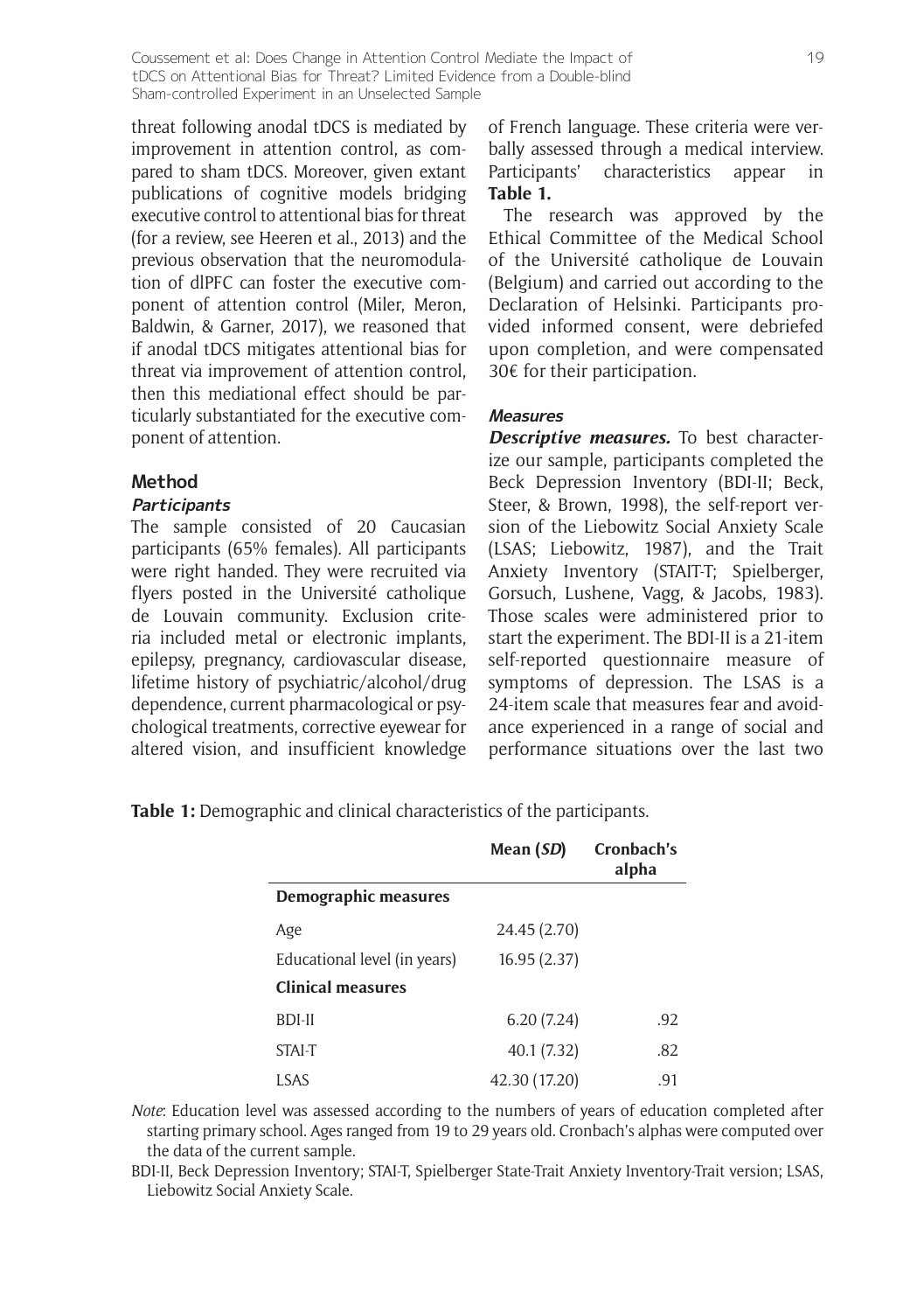threat following anodal tDCS is mediated by improvement in attention control, as compared to sham tDCS. Moreover, given extant publications of cognitive models bridging executive control to attentional bias for threat (for a review, see Heeren et al., 2013) and the previous observation that the neuromodulation of dlPFC can foster the executive component of attention control (Miler, Meron, Baldwin, & Garner, 2017), we reasoned that if anodal tDCS mitigates attentional bias for threat via improvement of attention control, then this mediational effect should be particularly substantiated for the executive component of attention.

## Method

### Participants

The sample consisted of 20 Caucasian participants (65% females). All participants were right handed. They were recruited via flyers posted in the Université catholique de Louvain community. Exclusion criteria included metal or electronic implants, epilepsy, pregnancy, cardiovascular disease, lifetime history of psychiatric/alcohol/drug dependence, current pharmacological or psychological treatments, corrective eyewear for altered vision, and insufficient knowledge of French language. These criteria were verbally assessed through a medical interview. Participants' characteristics appear in **Table 1.**

The research was approved by the Ethical Committee of the Medical School of the Université catholique de Louvain (Belgium) and carried out according to the Declaration of Helsinki. Participants provided informed consent, were debriefed upon completion, and were compensated 30€ for their participation.

### Measures

***Descriptive measures.*** To best characterize our sample, participants completed the Beck Depression Inventory (BDI-II; Beck, Steer, & Brown, 1998), the self-report version of the Liebowitz Social Anxiety Scale (LSAS; Liebowitz, 1987), and the Trait Anxiety Inventory (STAIT-T; Spielberger, Gorsuch, Lushene, Vagg, & Jacobs, 1983). Those scales were administered prior to start the experiment. The BDI-II is a 21-item self-reported questionnaire measure of symptoms of depression. The LSAS is a 24-item scale that measures fear and avoidance experienced in a range of social and performance situations over the last two

**Table 1:** Demographic and clinical characteristics of the participants.

| | Mean (*SD*) | Cronbach's alpha |
|---|---|---|
| **Demographic measures** | | |
| Age | 24.45 (2.70) | |
| Educational level (in years) | 16.95 (2.37) | |
| **Clinical measures** | | |
| BDI-II | 6.20 (7.24) | .92 |
| STAI-T | 40.1 (7.32) | .82 |
| LSAS | 42.30 (17.20) | .91 |

*Note*: Education level was assessed according to the numbers of years of education completed after starting primary school. Ages ranged from 19 to 29 years old. Cronbach's alphas were computed over the data of the current sample.

BDI-II, Beck Depression Inventory; STAI-T, Spielberger State-Trait Anxiety Inventory-Trait version; LSAS, Liebowitz Social Anxiety Scale.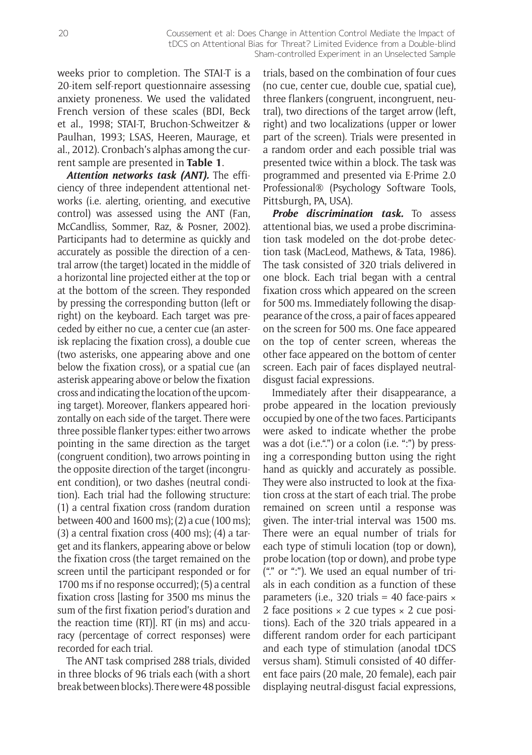weeks prior to completion. The STAI-T is a 20-item self-report questionnaire assessing anxiety proneness. We used the validated French version of these scales (BDI, Beck et al., 1998; STAI-T, Bruchon-Schweitzer & Paulhan, 1993; LSAS, Heeren, Maurage, et al., 2012). Cronbach's alphas among the current sample are presented in **Table 1**.

***Attention networks task (ANT).*** The efficiency of three independent attentional networks (i.e. alerting, orienting, and executive control) was assessed using the ANT (Fan, McCandliss, Sommer, Raz, & Posner, 2002). Participants had to determine as quickly and accurately as possible the direction of a central arrow (the target) located in the middle of a horizontal line projected either at the top or at the bottom of the screen. They responded by pressing the corresponding button (left or right) on the keyboard. Each target was preceded by either no cue, a center cue (an asterisk replacing the fixation cross), a double cue (two asterisks, one appearing above and one below the fixation cross), or a spatial cue (an asterisk appearing above or below the fixation cross and indicating the location of the upcoming target). Moreover, flankers appeared horizontally on each side of the target. There were three possible flanker types: either two arrows pointing in the same direction as the target (congruent condition), two arrows pointing in the opposite direction of the target (incongruent condition), or two dashes (neutral condition). Each trial had the following structure: (1) a central fixation cross (random duration between 400 and 1600 ms); (2) a cue (100 ms); (3) a central fixation cross (400 ms); (4) a target and its flankers, appearing above or below the fixation cross (the target remained on the screen until the participant responded or for 1700 ms if no response occurred); (5) a central fixation cross [lasting for 3500 ms minus the sum of the first fixation period's duration and the reaction time (RT)]. RT (in ms) and accuracy (percentage of correct responses) were recorded for each trial.

The ANT task comprised 288 trials, divided in three blocks of 96 trials each (with a short break between blocks). There were 48 possible trials, based on the combination of four cues (no cue, center cue, double cue, spatial cue), three flankers (congruent, incongruent, neutral), two directions of the target arrow (left, right) and two localizations (upper or lower part of the screen). Trials were presented in a random order and each possible trial was presented twice within a block. The task was programmed and presented via E-Prime 2.0 Professional® (Psychology Software Tools, Pittsburgh, PA, USA).

***Probe discrimination task.*** To assess attentional bias, we used a probe discrimination task modeled on the dot-probe detection task (MacLeod, Mathews, & Tata, 1986). The task consisted of 320 trials delivered in one block. Each trial began with a central fixation cross which appeared on the screen for 500 ms. Immediately following the disappearance of the cross, a pair of faces appeared on the screen for 500 ms. One face appeared on the top of center screen, whereas the other face appeared on the bottom of center screen. Each pair of faces displayed neutral-disgust facial expressions.

Immediately after their disappearance, a probe appeared in the location previously occupied by one of the two faces. Participants were asked to indicate whether the probe was a dot (i.e.".") or a colon (i.e. ":") by pressing a corresponding button using the right hand as quickly and accurately as possible. They were also instructed to look at the fixation cross at the start of each trial. The probe remained on screen until a response was given. The inter-trial interval was 1500 ms. There were an equal number of trials for each type of stimuli location (top or down), probe location (top or down), and probe type ("." or ":"). We used an equal number of trials in each condition as a function of these parameters (i.e., 320 trials = 40 face-pairs × 2 face positions × 2 cue types × 2 cue positions). Each of the 320 trials appeared in a different random order for each participant and each type of stimulation (anodal tDCS versus sham). Stimuli consisted of 40 different face pairs (20 male, 20 female), each pair displaying neutral-disgust facial expressions,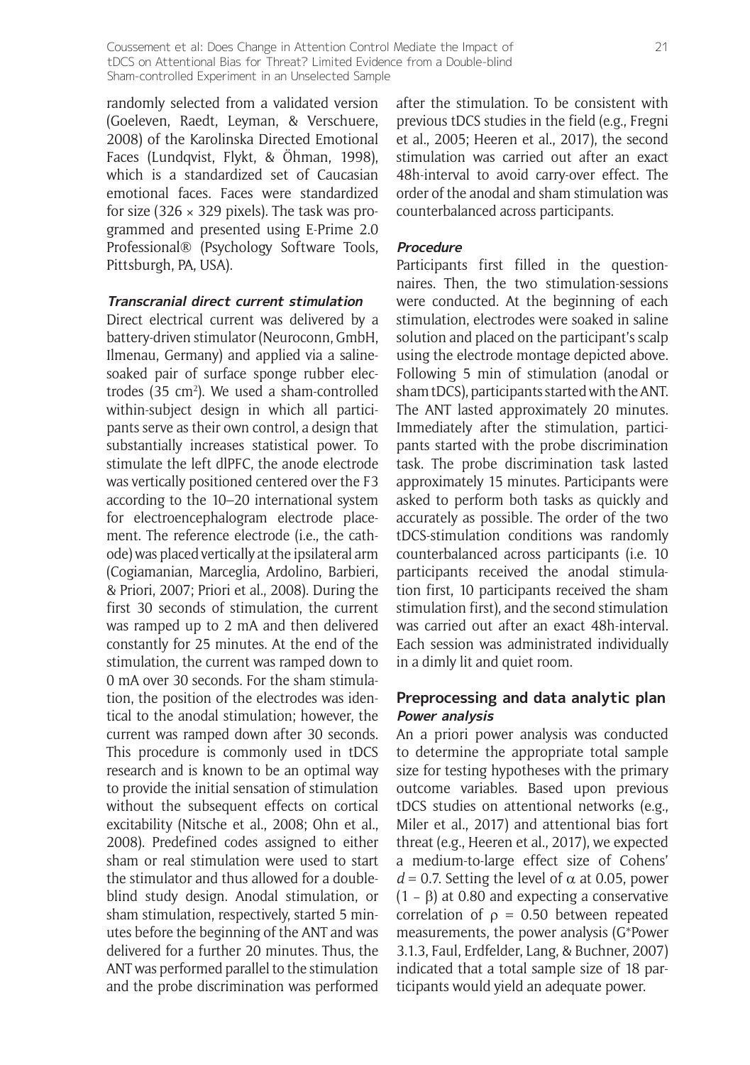randomly selected from a validated version (Goeleven, Raedt, Leyman, & Verschuere, 2008) of the Karolinska Directed Emotional Faces (Lundqvist, Flykt, & Öhman, 1998), which is a standardized set of Caucasian emotional faces. Faces were standardized for size (326 × 329 pixels). The task was programmed and presented using E-Prime 2.0 Professional® (Psychology Software Tools, Pittsburgh, PA, USA).

#### *Transcranial direct current stimulation*

Direct electrical current was delivered by a battery-driven stimulator (Neuroconn, GmbH, Ilmenau, Germany) and applied via a saline-soaked pair of surface sponge rubber electrodes (35 $cm^2$). We used a sham-controlled within-subject design in which all participants serve as their own control, a design that substantially increases statistical power. To stimulate the left dlPFC, the anode electrode was vertically positioned centered over the F3 according to the 10–20 international system for electroencephalogram electrode placement. The reference electrode (i.e., the cathode) was placed vertically at the ipsilateral arm (Cogiamanian, Marceglia, Ardolino, Barbieri, & Priori, 2007; Priori et al., 2008). During the first 30 seconds of stimulation, the current was ramped up to 2 mA and then delivered constantly for 25 minutes. At the end of the stimulation, the current was ramped down to 0 mA over 30 seconds. For the sham stimulation, the position of the electrodes was identical to the anodal stimulation; however, the current was ramped down after 30 seconds. This procedure is commonly used in tDCS research and is known to be an optimal way to provide the initial sensation of stimulation without the subsequent effects on cortical excitability (Nitsche et al., 2008; Ohn et al., 2008). Predefined codes assigned to either sham or real stimulation were used to start the stimulator and thus allowed for a double-blind study design. Anodal stimulation, or sham stimulation, respectively, started 5 minutes before the beginning of the ANT and was delivered for a further 20 minutes. Thus, the ANT was performed parallel to the stimulation and the probe discrimination was performed after the stimulation. To be consistent with previous tDCS studies in the field (e.g., Fregni et al., 2005; Heeren et al., 2017), the second stimulation was carried out after an exact 48h-interval to avoid carry-over effect. The order of the anodal and sham stimulation was counterbalanced across participants.

#### *Procedure*

Participants first filled in the questionnaires. Then, the two stimulation-sessions were conducted. At the beginning of each stimulation, electrodes were soaked in saline solution and placed on the participant's scalp using the electrode montage depicted above. Following 5 min of stimulation (anodal or sham tDCS), participants started with the ANT. The ANT lasted approximately 20 minutes. Immediately after the stimulation, participants started with the probe discrimination task. The probe discrimination task lasted approximately 15 minutes. Participants were asked to perform both tasks as quickly and accurately as possible. The order of the two tDCS-stimulation conditions was randomly counterbalanced across participants (i.e. 10 participants received the anodal stimulation first, 10 participants received the sham stimulation first), and the second stimulation was carried out after an exact 48h-interval. Each session was administrated individually in a dimly lit and quiet room.

### Preprocessing and data analytic plan

#### *Power analysis*

An a priori power analysis was conducted to determine the appropriate total sample size for testing hypotheses with the primary outcome variables. Based upon previous tDCS studies on attentional networks (e.g., Miler et al., 2017) and attentional bias fort threat (e.g., Heeren et al., 2017), we expected a medium-to-large effect size of Cohens' $d = 0.7$. Setting the level of $\alpha$ at 0.05, power $(1 - \beta)$ at 0.80 and expecting a conservative correlation of $\rho = 0.50$ between repeated measurements, the power analysis (G*Power 3.1.3, Faul, Erdfelder, Lang, & Buchner, 2007) indicated that a total sample size of 18 participants would yield an adequate power.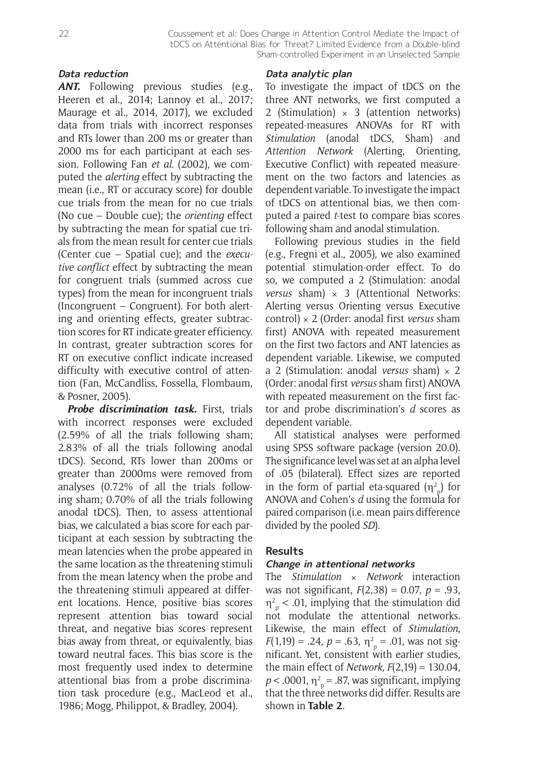### Data reduction

***ANT.*** Following previous studies (e.g., Heeren et al., 2014; Lannoy et al., 2017; Maurage et al., 2014, 2017), we excluded data from trials with incorrect responses and RTs lower than 200 ms or greater than 2000 ms for each participant at each session. Following Fan *et al*. (2002), we computed the *alerting* effect by subtracting the mean (i.e., RT or accuracy score) for double cue trials from the mean for no cue trials (No cue – Double cue); the *orienting* effect by subtracting the mean for spatial cue trials from the mean result for center cue trials (Center cue – Spatial cue); and the *executive conflict* effect by subtracting the mean for congruent trials (summed across cue types) from the mean for incongruent trials (Incongruent – Congruent). For both alerting and orienting effects, greater subtraction scores for RT indicate greater efficiency. In contrast, greater subtraction scores for RT on executive conflict indicate increased difficulty with executive control of attention (Fan, McCandliss, Fossella, Flombaum, & Posner, 2005).

***Probe discrimination task.*** First, trials with incorrect responses were excluded (2.59% of all the trials following sham; 2.83% of all the trials following anodal tDCS). Second, RTs lower than 200ms or greater than 2000ms were removed from analyses (0.72% of all the trials following sham; 0.70% of all the trials following anodal tDCS). Then, to assess attentional bias, we calculated a bias score for each participant at each session by subtracting the mean latencies when the probe appeared in the same location as the threatening stimuli from the mean latency when the probe and the threatening stimuli appeared at different locations. Hence, positive bias scores represent attention bias toward social threat, and negative bias scores represent bias away from threat, or equivalently, bias toward neutral faces. This bias score is the most frequently used index to determine attentional bias from a probe discrimination task procedure (e.g., MacLeod et al., 1986; Mogg, Philippot, & Bradley, 2004).

### Data analytic plan

To investigate the impact of tDCS on the three ANT networks, we first computed a 2 (Stimulation) × 3 (attention networks) repeated-measures ANOVAs for RT with *Stimulation* (anodal tDCS, Sham) and *Attention Network* (Alerting, Orienting, Executive Conflict) with repeated measurement on the two factors and latencies as dependent variable. To investigate the impact of tDCS on attentional bias, we then computed a paired *t*-test to compare bias scores following sham and anodal stimulation.

Following previous studies in the field (e.g., Fregni et al., 2005), we also examined potential stimulation-order effect. To do so, we computed a 2 (Stimulation: anodal *versus* sham) × 3 (Attentional Networks: Alerting versus Orienting versus Executive control) × 2 (Order: anodal first *versus* sham first) ANOVA with repeated measurement on the first two factors and ANT latencies as dependent variable. Likewise, we computed a 2 (Stimulation: anodal *versus* sham) × 2 (Order: anodal first *versus* sham first) ANOVA with repeated measurement on the first factor and probe discrimination's *d* scores as dependent variable.

All statistical analyses were performed using SPSS software package (version 20.0). The significance level was set at an alpha level of .05 (bilateral). Effect sizes are reported in the form of partial eta-squared ($\eta^2_p$) for ANOVA and Cohen's *d* using the formula for paired comparison (i.e. mean pairs difference divided by the pooled *SD*).

## Results

### Change in attentional networks

The *Stimulation* × *Network* interaction was not significant, $F(2,38) = 0.07$, $p = .93$, $\eta^2_p < .01$, implying that the stimulation did not modulate the attentional networks. Likewise, the main effect of *Stimulation*, $F(1,19) = .24$, $p = .63$, $\eta^2_p = .01$, was not significant. Yet, consistent with earlier studies, the main effect of *Network*, $F(2,19) = 130.04$, $p < .0001$, $\eta^2_p = .87$, was significant, implying that the three networks did differ. Results are shown in **Table 2**.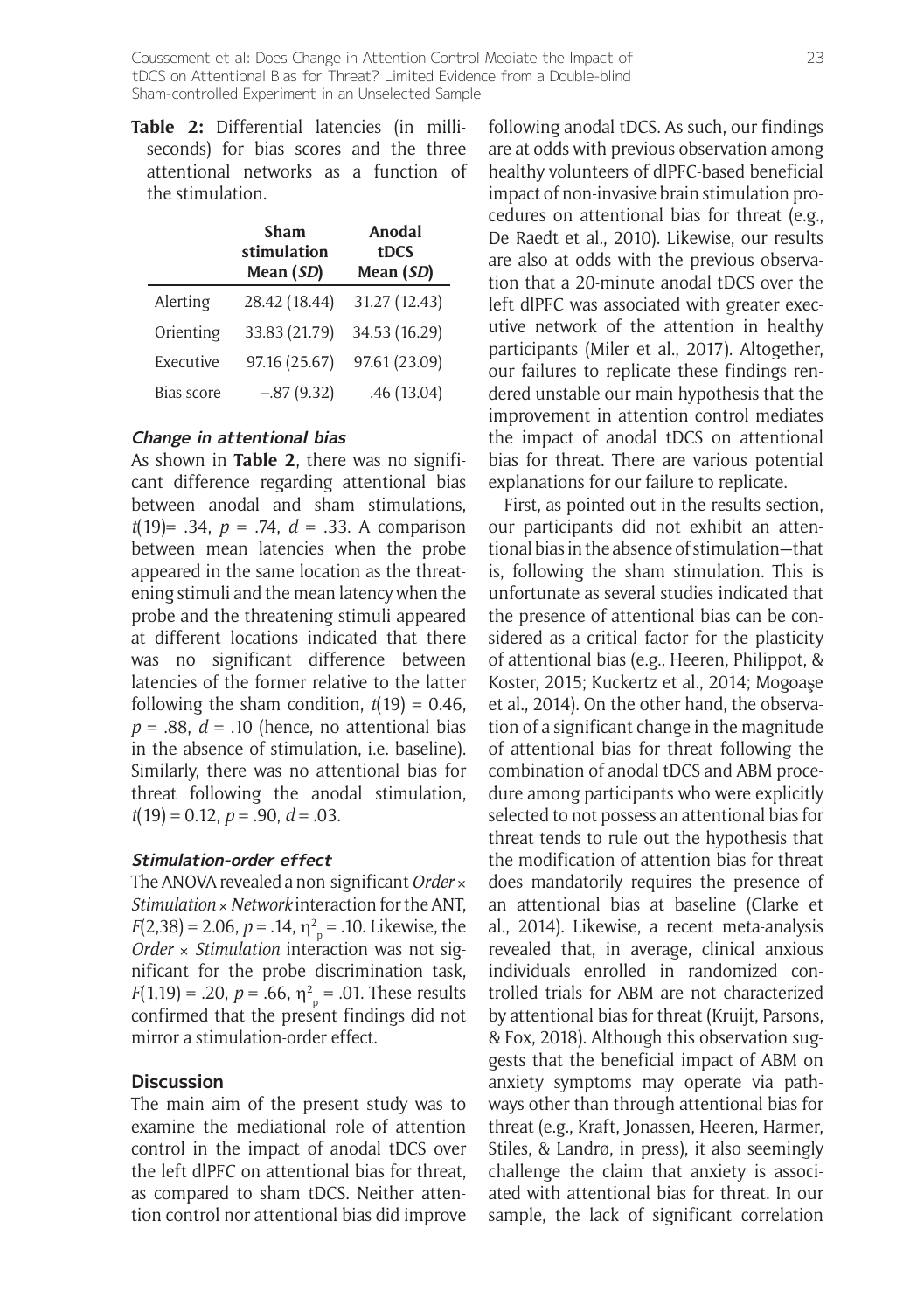**Table 2:** Differential latencies (in milliseconds) for bias scores and the three attentional networks as a function of the stimulation.

| | Sham stimulation Mean (*SD*) | Anodal tDCS Mean (*SD*) |
|---|---|---|
| Alerting | 28.42 (18.44) | 31.27 (12.43) |
| Orienting | 33.83 (21.79) | 34.53 (16.29) |
| Executive | 97.16 (25.67) | 97.61 (23.09) |
| Bias score | –.87 (9.32) | .46 (13.04) |

#### *Change in attentional bias*

As shown in **Table 2**, there was no significant difference regarding attentional bias between anodal and sham stimulations, $t(19) = .34$, $p = .74$, $d = .33$. A comparison between mean latencies when the probe appeared in the same location as the threatening stimuli and the mean latency when the probe and the threatening stimuli appeared at different locations indicated that there was no significant difference between latencies of the former relative to the latter following the sham condition, $t(19) = 0.46$, $p = .88$, $d = .10$ (hence, no attentional bias in the absence of stimulation, i.e. baseline). Similarly, there was no attentional bias for threat following the anodal stimulation, $t(19) = 0.12$, $p = .90$, $d = .03$.

#### *Stimulation-order effect*

The ANOVA revealed a non-significant *Order* × *Stimulation* × *Network* interaction for the ANT, $F(2,38) = 2.06$, $p = .14$, $\eta^2_p = .10$. Likewise, the *Order* × *Stimulation* interaction was not significant for the probe discrimination task, $F(1,19) = .20$, $p = .66$, $\eta^2_p = .01$. These results confirmed that the present findings did not mirror a stimulation-order effect.

## Discussion

The main aim of the present study was to examine the mediational role of attention control in the impact of anodal tDCS over the left dlPFC on attentional bias for threat, as compared to sham tDCS. Neither attention control nor attentional bias did improve following anodal tDCS. As such, our findings are at odds with previous observation among healthy volunteers of dlPFC-based beneficial impact of non-invasive brain stimulation procedures on attentional bias for threat (e.g., De Raedt et al., 2010). Likewise, our results are also at odds with the previous observation that a 20-minute anodal tDCS over the left dlPFC was associated with greater executive network of the attention in healthy participants (Miler et al., 2017). Altogether, our failures to replicate these findings rendered unstable our main hypothesis that the improvement in attention control mediates the impact of anodal tDCS on attentional bias for threat. There are various potential explanations for our failure to replicate.

First, as pointed out in the results section, our participants did not exhibit an attentional bias in the absence of stimulation—that is, following the sham stimulation. This is unfortunate as several studies indicated that the presence of attentional bias can be considered as a critical factor for the plasticity of attentional bias (e.g., Heeren, Philippot, & Koster, 2015; Kuckertz et al., 2014; Mogoaşe et al., 2014). On the other hand, the observation of a significant change in the magnitude of attentional bias for threat following the combination of anodal tDCS and ABM procedure among participants who were explicitly selected to not possess an attentional bias for threat tends to rule out the hypothesis that the modification of attention bias for threat does mandatorily requires the presence of an attentional bias at baseline (Clarke et al., 2014). Likewise, a recent meta-analysis revealed that, in average, clinical anxious individuals enrolled in randomized controlled trials for ABM are not characterized by attentional bias for threat (Kruijt, Parsons, & Fox, 2018). Although this observation suggests that the beneficial impact of ABM on anxiety symptoms may operate via pathways other than through attentional bias for threat (e.g., Kraft, Jonassen, Heeren, Harmer, Stiles, & Landrø, in press), it also seemingly challenge the claim that anxiety is associated with attentional bias for threat. In our sample, the lack of significant correlation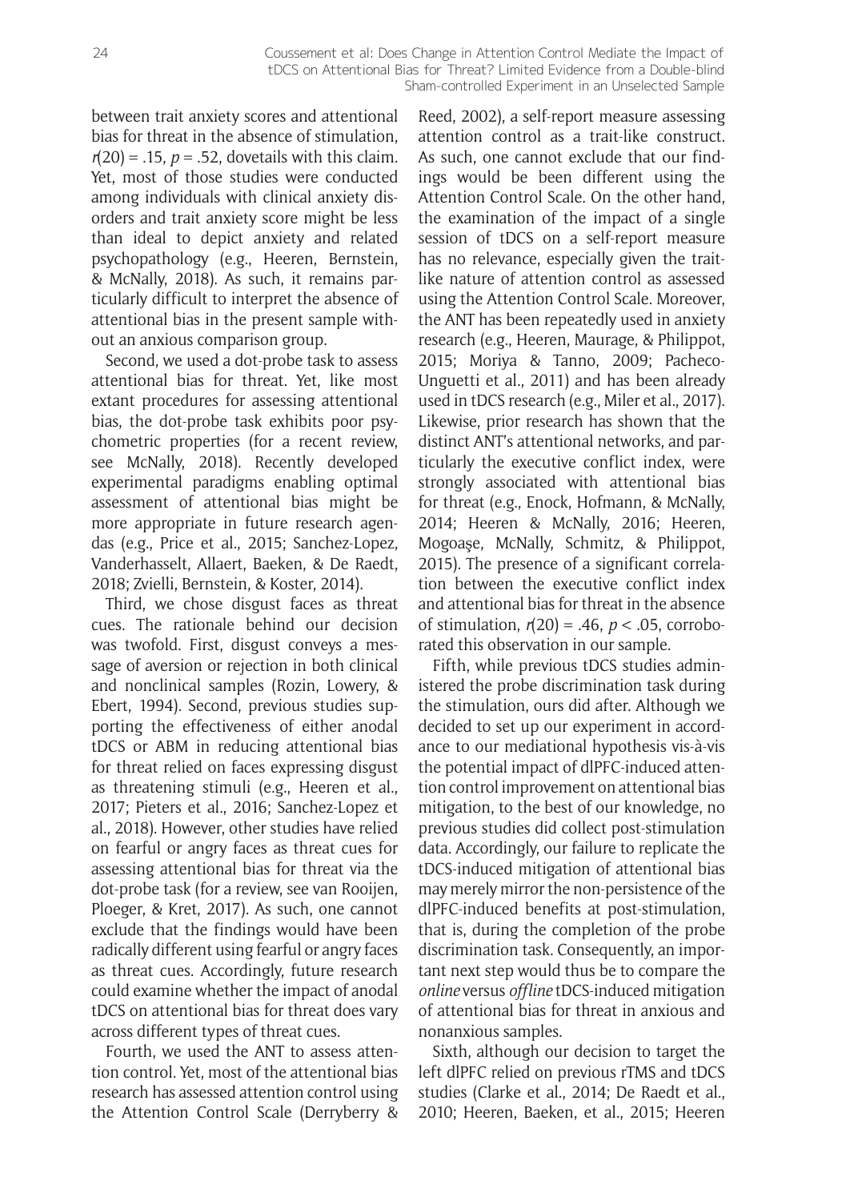between trait anxiety scores and attentional bias for threat in the absence of stimulation, $r(20) = .15$, $p = .52$, dovetails with this claim. Yet, most of those studies were conducted among individuals with clinical anxiety disorders and trait anxiety score might be less than ideal to depict anxiety and related psychopathology (e.g., Heeren, Bernstein, & McNally, 2018). As such, it remains particularly difficult to interpret the absence of attentional bias in the present sample without an anxious comparison group.

Second, we used a dot-probe task to assess attentional bias for threat. Yet, like most extant procedures for assessing attentional bias, the dot-probe task exhibits poor psychometric properties (for a recent review, see McNally, 2018). Recently developed experimental paradigms enabling optimal assessment of attentional bias might be more appropriate in future research agendas (e.g., Price et al., 2015; Sanchez-Lopez, Vanderhasselt, Allaert, Baeken, & De Raedt, 2018; Zvielli, Bernstein, & Koster, 2014).

Third, we chose disgust faces as threat cues. The rationale behind our decision was twofold. First, disgust conveys a message of aversion or rejection in both clinical and nonclinical samples (Rozin, Lowery, & Ebert, 1994). Second, previous studies supporting the effectiveness of either anodal tDCS or ABM in reducing attentional bias for threat relied on faces expressing disgust as threatening stimuli (e.g., Heeren et al., 2017; Pieters et al., 2016; Sanchez-Lopez et al., 2018). However, other studies have relied on fearful or angry faces as threat cues for assessing attentional bias for threat via the dot-probe task (for a review, see van Rooijen, Ploeger, & Kret, 2017). As such, one cannot exclude that the findings would have been radically different using fearful or angry faces as threat cues. Accordingly, future research could examine whether the impact of anodal tDCS on attentional bias for threat does vary across different types of threat cues.

Fourth, we used the ANT to assess attention control. Yet, most of the attentional bias research has assessed attention control using the Attention Control Scale (Derryberry & Reed, 2002), a self-report measure assessing attention control as a trait-like construct. As such, one cannot exclude that our findings would be been different using the Attention Control Scale. On the other hand, the examination of the impact of a single session of tDCS on a self-report measure has no relevance, especially given the trait-like nature of attention control as assessed using the Attention Control Scale. Moreover, the ANT has been repeatedly used in anxiety research (e.g., Heeren, Maurage, & Philippot, 2015; Moriya & Tanno, 2009; Pacheco-Unguetti et al., 2011) and has been already used in tDCS research (e.g., Miler et al., 2017). Likewise, prior research has shown that the distinct ANT's attentional networks, and particularly the executive conflict index, were strongly associated with attentional bias for threat (e.g., Enock, Hofmann, & McNally, 2014; Heeren & McNally, 2016; Heeren, Mogoaşe, McNally, Schmitz, & Philippot, 2015). The presence of a significant correlation between the executive conflict index and attentional bias for threat in the absence of stimulation, $r(20) = .46$, $p < .05$, corroborated this observation in our sample.

Fifth, while previous tDCS studies administered the probe discrimination task during the stimulation, ours did after. Although we decided to set up our experiment in accordance to our mediational hypothesis vis-à-vis the potential impact of dlPFC-induced attention control improvement on attentional bias mitigation, to the best of our knowledge, no previous studies did collect post-stimulation data. Accordingly, our failure to replicate the tDCS-induced mitigation of attentional bias may merely mirror the non-persistence of the dlPFC-induced benefits at post-stimulation, that is, during the completion of the probe discrimination task. Consequently, an important next step would thus be to compare the *online* versus *offline* tDCS-induced mitigation of attentional bias for threat in anxious and nonanxious samples.

Sixth, although our decision to target the left dlPFC relied on previous rTMS and tDCS studies (Clarke et al., 2014; De Raedt et al., 2010; Heeren, Baeken, et al., 2015; Heeren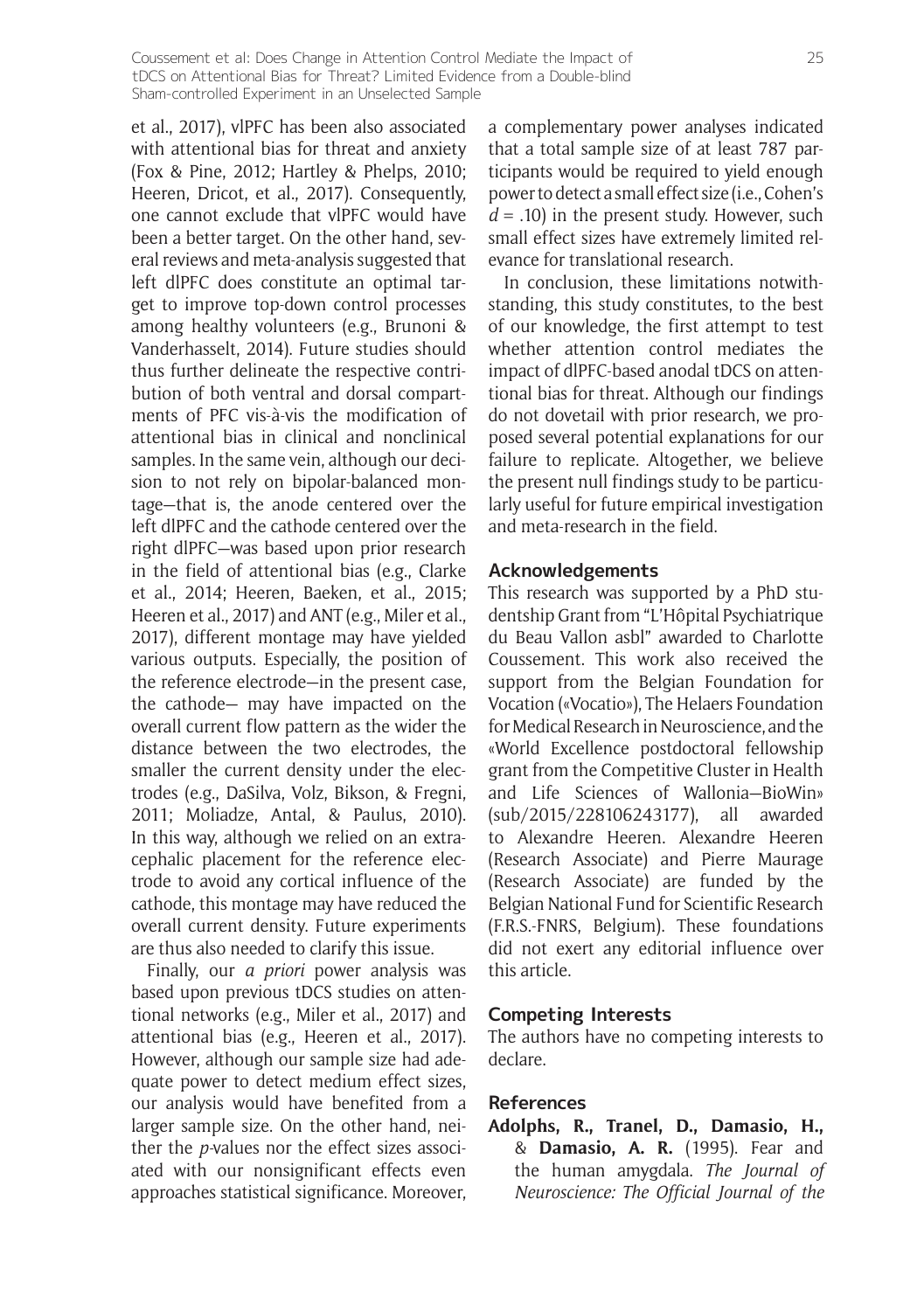et al., 2017), vlPFC has been also associated with attentional bias for threat and anxiety (Fox & Pine, 2012; Hartley & Phelps, 2010; Heeren, Dricot, et al., 2017). Consequently, one cannot exclude that vlPFC would have been a better target. On the other hand, several reviews and meta-analysis suggested that left dlPFC does constitute an optimal target to improve top-down control processes among healthy volunteers (e.g., Brunoni & Vanderhasselt, 2014). Future studies should thus further delineate the respective contribution of both ventral and dorsal compartments of PFC vis-à-vis the modification of attentional bias in clinical and nonclinical samples. In the same vein, although our decision to not rely on bipolar-balanced montage—that is, the anode centered over the left dlPFC and the cathode centered over the right dlPFC—was based upon prior research in the field of attentional bias (e.g., Clarke et al., 2014; Heeren, Baeken, et al., 2015; Heeren et al., 2017) and ANT (e.g., Miler et al., 2017), different montage may have yielded various outputs. Especially, the position of the reference electrode—in the present case, the cathode— may have impacted on the overall current flow pattern as the wider the distance between the two electrodes, the smaller the current density under the electrodes (e.g., DaSilva, Volz, Bikson, & Fregni, 2011; Moliadze, Antal, & Paulus, 2010). In this way, although we relied on an extracephalic placement for the reference electrode to avoid any cortical influence of the cathode, this montage may have reduced the overall current density. Future experiments are thus also needed to clarify this issue.

Finally, our *a priori* power analysis was based upon previous tDCS studies on attentional networks (e.g., Miler et al., 2017) and attentional bias (e.g., Heeren et al., 2017). However, although our sample size had adequate power to detect medium effect sizes, our analysis would have benefited from a larger sample size. On the other hand, neither the *p*-values nor the effect sizes associated with our nonsignificant effects even approaches statistical significance. Moreover, a complementary power analyses indicated that a total sample size of at least 787 participants would be required to yield enough power to detect a small effect size (i.e., Cohen's $d = .10$) in the present study. However, such small effect sizes have extremely limited relevance for translational research.

In conclusion, these limitations notwithstanding, this study constitutes, to the best of our knowledge, the first attempt to test whether attention control mediates the impact of dlPFC-based anodal tDCS on attentional bias for threat. Although our findings do not dovetail with prior research, we proposed several potential explanations for our failure to replicate. Altogether, we believe the present null findings study to be particularly useful for future empirical investigation and meta-research in the field.

## Acknowledgements

This research was supported by a PhD studentship Grant from "L'Hôpital Psychiatrique du Beau Vallon asbl" awarded to Charlotte Coussement. This work also received the support from the Belgian Foundation for Vocation («Vocatio»), The Helaers Foundation for Medical Research in Neuroscience, and the «World Excellence postdoctoral fellowship grant from the Competitive Cluster in Health and Life Sciences of Wallonia—BioWin» (sub/2015/228106243177), all awarded to Alexandre Heeren. Alexandre Heeren (Research Associate) and Pierre Maurage (Research Associate) are funded by the Belgian National Fund for Scientific Research (F.R.S.-FNRS, Belgium). These foundations did not exert any editorial influence over this article.

## Competing Interests

The authors have no competing interests to declare.

## References

**Adolphs, R., Tranel, D., Damasio, H.,** & **Damasio, A. R.** (1995). Fear and the human amygdala. *The Journal of Neuroscience: The Official Journal of the*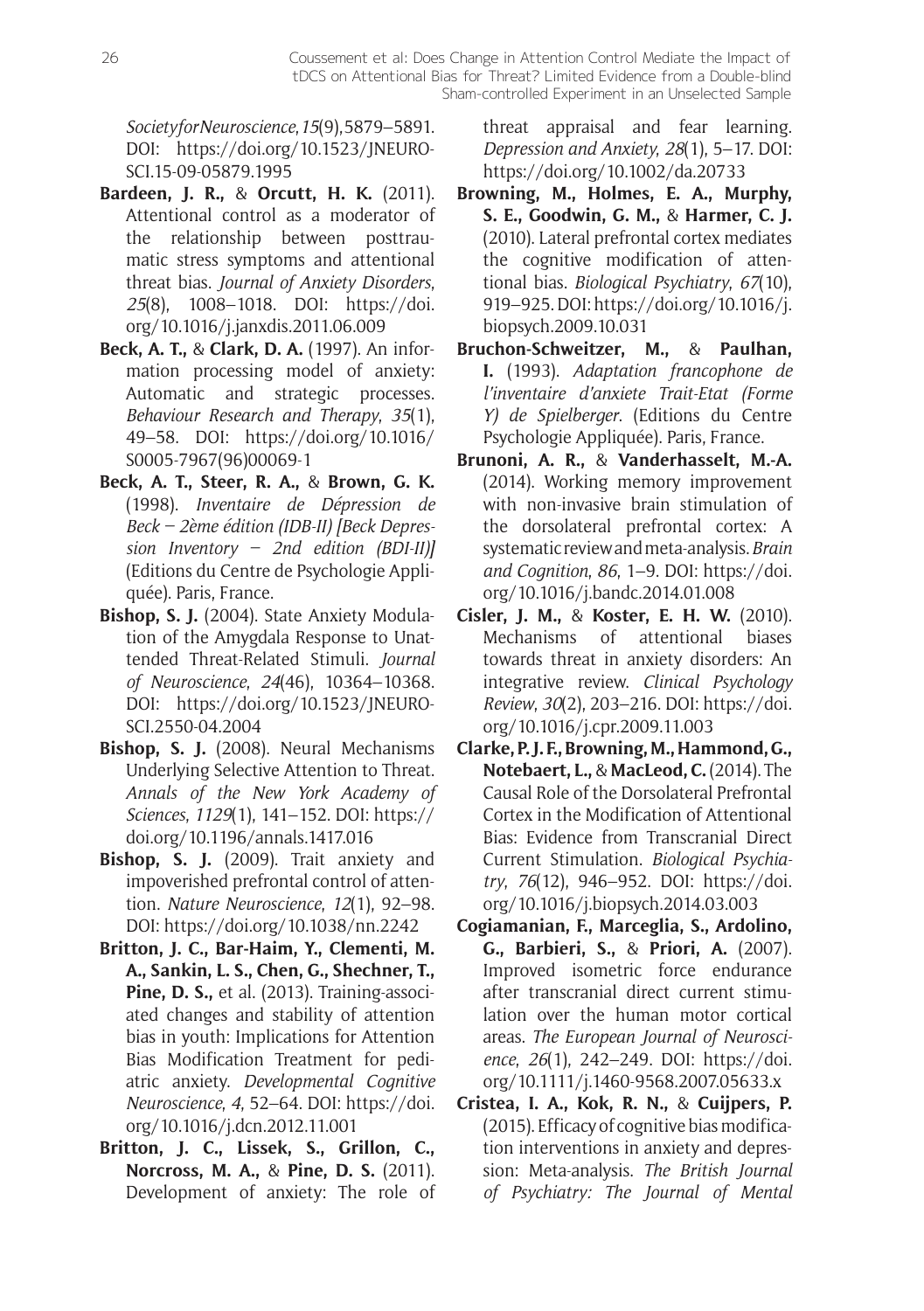*Society for Neuroscience*, *15*(9), 5879–5891. DOI: https://doi.org/10.1523/JNEUROSCI.15-09-05879.1995

**Bardeen, J. R.,** & **Orcutt, H. K.** (2011). Attentional control as a moderator of the relationship between posttraumatic stress symptoms and attentional threat bias. *Journal of Anxiety Disorders*, *25*(8), 1008–1018. DOI: https://doi.org/10.1016/j.janxdis.2011.06.009

**Beck, A. T.,** & **Clark, D. A.** (1997). An information processing model of anxiety: Automatic and strategic processes. *Behaviour Research and Therapy*, *35*(1), 49–58. DOI: https://doi.org/10.1016/S0005-7967(96)00069-1

**Beck, A. T., Steer, R. A.,** & **Brown, G. K.** (1998). *Inventaire de Dépression de Beck – 2ème édition (IDB-II) [Beck Depression Inventory – 2nd edition (BDI-II)]* (Editions du Centre de Psychologie Appliquée). Paris, France.

**Bishop, S. J.** (2004). State Anxiety Modulation of the Amygdala Response to Unattended Threat-Related Stimuli. *Journal of Neuroscience*, *24*(46), 10364–10368. DOI: https://doi.org/10.1523/JNEUROSCI.2550-04.2004

**Bishop, S. J.** (2008). Neural Mechanisms Underlying Selective Attention to Threat. *Annals of the New York Academy of Sciences*, *1129*(1), 141–152. DOI: https://doi.org/10.1196/annals.1417.016

**Bishop, S. J.** (2009). Trait anxiety and impoverished prefrontal control of attention. *Nature Neuroscience*, *12*(1), 92–98. DOI: https://doi.org/10.1038/nn.2242

**Britton, J. C., Bar-Haim, Y., Clementi, M. A., Sankin, L. S., Chen, G., Shechner, T., Pine, D. S.,** et al. (2013). Training-associated changes and stability of attention bias in youth: Implications for Attention Bias Modification Treatment for pediatric anxiety. *Developmental Cognitive Neuroscience*, *4*, 52–64. DOI: https://doi.org/10.1016/j.dcn.2012.11.001

**Britton, J. C., Lissek, S., Grillon, C., Norcross, M. A.,** & **Pine, D. S.** (2011). Development of anxiety: The role of threat appraisal and fear learning. *Depression and Anxiety*, *28*(1), 5–17. DOI: https://doi.org/10.1002/da.20733

**Browning, M., Holmes, E. A., Murphy, S. E., Goodwin, G. M.,** & **Harmer, C. J.** (2010). Lateral prefrontal cortex mediates the cognitive modification of attentional bias. *Biological Psychiatry*, *67*(10), 919–925. DOI: https://doi.org/10.1016/j.biopsych.2009.10.031

**Bruchon-Schweitzer, M.,** & **Paulhan, I.** (1993). *Adaptation francophone de l'inventaire d'anxiete Trait-Etat (Forme Y) de Spielberger*. (Editions du Centre Psychologie Appliquée). Paris, France.

**Brunoni, A. R.,** & **Vanderhasselt, M.-A.** (2014). Working memory improvement with non-invasive brain stimulation of the dorsolateral prefrontal cortex: A systematic review and meta-analysis. *Brain and Cognition*, *86*, 1–9. DOI: https://doi.org/10.1016/j.bandc.2014.01.008

**Cisler, J. M.,** & **Koster, E. H. W.** (2010). Mechanisms of attentional biases towards threat in anxiety disorders: An integrative review. *Clinical Psychology Review*, *30*(2), 203–216. DOI: https://doi.org/10.1016/j.cpr.2009.11.003

**Clarke, P. J. F., Browning, M., Hammond, G., Notebaert, L.,** & **MacLeod, C.** (2014). The Causal Role of the Dorsolateral Prefrontal Cortex in the Modification of Attentional Bias: Evidence from Transcranial Direct Current Stimulation. *Biological Psychiatry*, *76*(12), 946–952. DOI: https://doi.org/10.1016/j.biopsych.2014.03.003

**Cogiamanian, F., Marceglia, S., Ardolino, G., Barbieri, S.,** & **Priori, A.** (2007). Improved isometric force endurance after transcranial direct current stimulation over the human motor cortical areas. *The European Journal of Neuroscience*, *26*(1), 242–249. DOI: https://doi.org/10.1111/j.1460-9568.2007.05633.x

**Cristea, I. A., Kok, R. N.,** & **Cuijpers, P.** (2015). Efficacy of cognitive bias modification interventions in anxiety and depression: Meta-analysis. *The British Journal of Psychiatry: The Journal of Mental*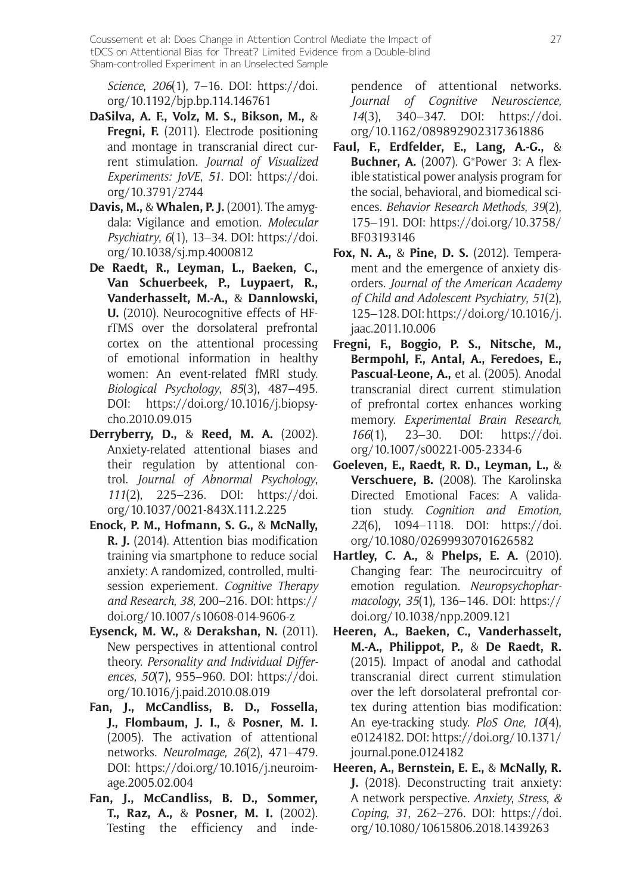*Science*, *206*(1), 7–16. DOI: https://doi.org/10.1192/bjp.bp.114.146761

**DaSilva, A. F., Volz, M. S., Bikson, M.,** & **Fregni, F.** (2011). Electrode positioning and montage in transcranial direct current stimulation. *Journal of Visualized Experiments: JoVE*, *51*. DOI: https://doi.org/10.3791/2744

**Davis, M.,** & **Whalen, P. J.** (2001). The amygdala: Vigilance and emotion. *Molecular Psychiatry*, *6*(1), 13–34. DOI: https://doi.org/10.1038/sj.mp.4000812

**De Raedt, R., Leyman, L., Baeken, C., Van Schuerbeek, P., Luypaert, R., Vanderhasselt, M.-A.,** & **Dannlowski, U.** (2010). Neurocognitive effects of HF-rTMS over the dorsolateral prefrontal cortex on the attentional processing of emotional information in healthy women: An event-related fMRI study. *Biological Psychology*, *85*(3), 487–495. DOI: https://doi.org/10.1016/j.biopsycho.2010.09.015

**Derryberry, D.,** & **Reed, M. A.** (2002). Anxiety-related attentional biases and their regulation by attentional control. *Journal of Abnormal Psychology*, *111*(2), 225–236. DOI: https://doi.org/10.1037/0021-843X.111.2.225

**Enock, P. M., Hofmann, S. G.,** & **McNally, R. J.** (2014). Attention bias modification training via smartphone to reduce social anxiety: A randomized, controlled, multi-session experiement. *Cognitive Therapy and Research*, *38*, 200–216. DOI: https://doi.org/10.1007/s10608-014-9606-z

**Eysenck, M. W.,** & **Derakshan, N.** (2011). New perspectives in attentional control theory. *Personality and Individual Differences*, *50*(7), 955–960. DOI: https://doi.org/10.1016/j.paid.2010.08.019

**Fan, J., McCandliss, B. D., Fossella, J., Flombaum, J. I.,** & **Posner, M. I.** (2005). The activation of attentional networks. *NeuroImage*, *26*(2), 471–479. DOI: https://doi.org/10.1016/j.neuroimage.2005.02.004

**Fan, J., McCandliss, B. D., Sommer, T., Raz, A.,** & **Posner, M. I.** (2002). Testing the efficiency and independence of attentional networks. *Journal of Cognitive Neuroscience*, *14*(3), 340–347. DOI: https://doi.org/10.1162/089892902317361886

**Faul, F., Erdfelder, E., Lang, A.-G.,** & **Buchner, A.** (2007). G*Power 3: A flexible statistical power analysis program for the social, behavioral, and biomedical sciences. *Behavior Research Methods*, *39*(2), 175–191. DOI: https://doi.org/10.3758/BF03193146

**Fox, N. A.,** & **Pine, D. S.** (2012). Temperament and the emergence of anxiety disorders. *Journal of the American Academy of Child and Adolescent Psychiatry*, *51*(2), 125–128. DOI: https://doi.org/10.1016/j.jaac.2011.10.006

**Fregni, F., Boggio, P. S., Nitsche, M., Bermpohl, F., Antal, A., Feredoes, E., Pascual-Leone, A.,** et al. (2005). Anodal transcranial direct current stimulation of prefrontal cortex enhances working memory. *Experimental Brain Research*, *166*(1), 23–30. DOI: https://doi.org/10.1007/s00221-005-2334-6

**Goeleven, E., Raedt, R. D., Leyman, L.,** & **Verschuere, B.** (2008). The Karolinska Directed Emotional Faces: A validation study. *Cognition and Emotion*, *22*(6), 1094–1118. DOI: https://doi.org/10.1080/02699930701626582

**Hartley, C. A.,** & **Phelps, E. A.** (2010). Changing fear: The neurocircuitry of emotion regulation. *Neuropsychopharmacology*, *35*(1), 136–146. DOI: https://doi.org/10.1038/npp.2009.121

**Heeren, A., Baeken, C., Vanderhasselt, M.-A., Philippot, P.,** & **De Raedt, R.** (2015). Impact of anodal and cathodal transcranial direct current stimulation over the left dorsolateral prefrontal cortex during attention bias modification: An eye-tracking study. *PloS One*, *10*(4), e0124182. DOI: https://doi.org/10.1371/journal.pone.0124182

**Heeren, A., Bernstein, E. E.,** & **McNally, R. J.** (2018). Deconstructing trait anxiety: A network perspective. *Anxiety, Stress, & Coping*, *31*, 262–276. DOI: https://doi.org/10.1080/10615806.2018.1439263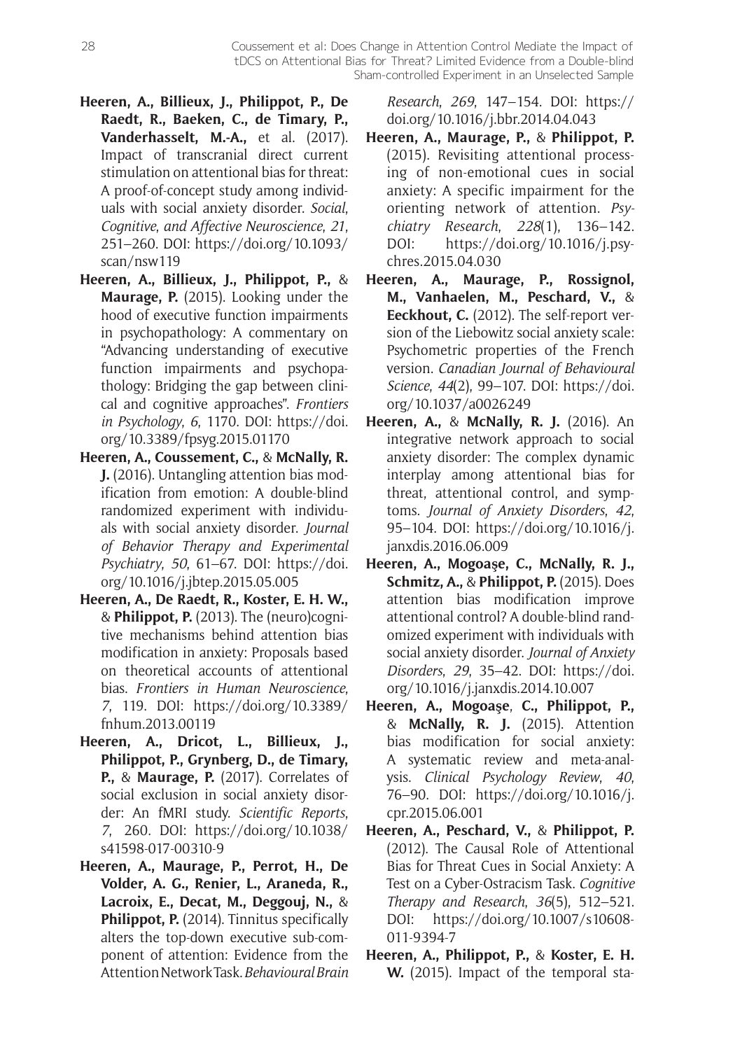**Heeren, A., Billieux, J., Philippot, P., De Raedt, R., Baeken, C., de Timary, P., Vanderhasselt, M.-A.,** et al. (2017). Impact of transcranial direct current stimulation on attentional bias for threat: A proof-of-concept study among individuals with social anxiety disorder. *Social, Cognitive, and Affective Neuroscience*, *21*, 251–260. DOI: https://doi.org/10.1093/scan/nsw119

**Heeren, A., Billieux, J., Philippot, P.,** & **Maurage, P.** (2015). Looking under the hood of executive function impairments in psychopathology: A commentary on "Advancing understanding of executive function impairments and psychopathology: Bridging the gap between clinical and cognitive approaches". *Frontiers in Psychology*, *6*, 1170. DOI: https://doi.org/10.3389/fpsyg.2015.01170

**Heeren, A., Coussement, C.,** & **McNally, R. J.** (2016). Untangling attention bias modification from emotion: A double-blind randomized experiment with individuals with social anxiety disorder. *Journal of Behavior Therapy and Experimental Psychiatry*, *50*, 61–67. DOI: https://doi.org/10.1016/j.jbtep.2015.05.005

**Heeren, A., De Raedt, R., Koster, E. H. W.,** & **Philippot, P.** (2013). The (neuro)cognitive mechanisms behind attention bias modification in anxiety: Proposals based on theoretical accounts of attentional bias. *Frontiers in Human Neuroscience*, *7*, 119. DOI: https://doi.org/10.3389/fnhum.2013.00119

**Heeren, A., Dricot, L., Billieux, J., Philippot, P., Grynberg, D., de Timary, P.,** & **Maurage, P.** (2017). Correlates of social exclusion in social anxiety disorder: An fMRI study. *Scientific Reports*, *7*, 260. DOI: https://doi.org/10.1038/s41598-017-00310-9

**Heeren, A., Maurage, P., Perrot, H., De Volder, A. G., Renier, L., Araneda, R., Lacroix, E., Decat, M., Deggouj, N.,** & **Philippot, P.** (2014). Tinnitus specifically alters the top-down executive sub-component of attention: Evidence from the Attention Network Task. *Behavioural Brain Research*, *269*, 147–154. DOI: https://doi.org/10.1016/j.bbr.2014.04.043

**Heeren, A., Maurage, P.,** & **Philippot, P.** (2015). Revisiting attentional processing of non-emotional cues in social anxiety: A specific impairment for the orienting network of attention. *Psychiatry Research*, *228*(1), 136–142. DOI: https://doi.org/10.1016/j.psychres.2015.04.030

**Heeren, A., Maurage, P., Rossignol, M., Vanhaelen, M., Peschard, V.,** & **Eeckhout, C.** (2012). The self-report version of the Liebowitz social anxiety scale: Psychometric properties of the French version. *Canadian Journal of Behavioural Science*, *44*(2), 99–107. DOI: https://doi.org/10.1037/a0026249

**Heeren, A.,** & **McNally, R. J.** (2016). An integrative network approach to social anxiety disorder: The complex dynamic interplay among attentional bias for threat, attentional control, and symptoms. *Journal of Anxiety Disorders*, *42*, 95–104. DOI: https://doi.org/10.1016/j.janxdis.2016.06.009

**Heeren, A., Mogoaşe, C., McNally, R. J., Schmitz, A.,** & **Philippot, P.** (2015). Does attention bias modification improve attentional control? A double-blind randomized experiment with individuals with social anxiety disorder. *Journal of Anxiety Disorders*, *29*, 35–42. DOI: https://doi.org/10.1016/j.janxdis.2014.10.007

**Heeren, A., Mogoaşe, C., Philippot, P.,** & **McNally, R. J.** (2015). Attention bias modification for social anxiety: A systematic review and meta-analysis. *Clinical Psychology Review*, *40*, 76–90. DOI: https://doi.org/10.1016/j.cpr.2015.06.001

**Heeren, A., Peschard, V.,** & **Philippot, P.** (2012). The Causal Role of Attentional Bias for Threat Cues in Social Anxiety: A Test on a Cyber-Ostracism Task. *Cognitive Therapy and Research*, *36*(5), 512–521. DOI: https://doi.org/10.1007/s10608-011-9394-7

**Heeren, A., Philippot, P.,** & **Koster, E. H. W.** (2015). Impact of the temporal sta-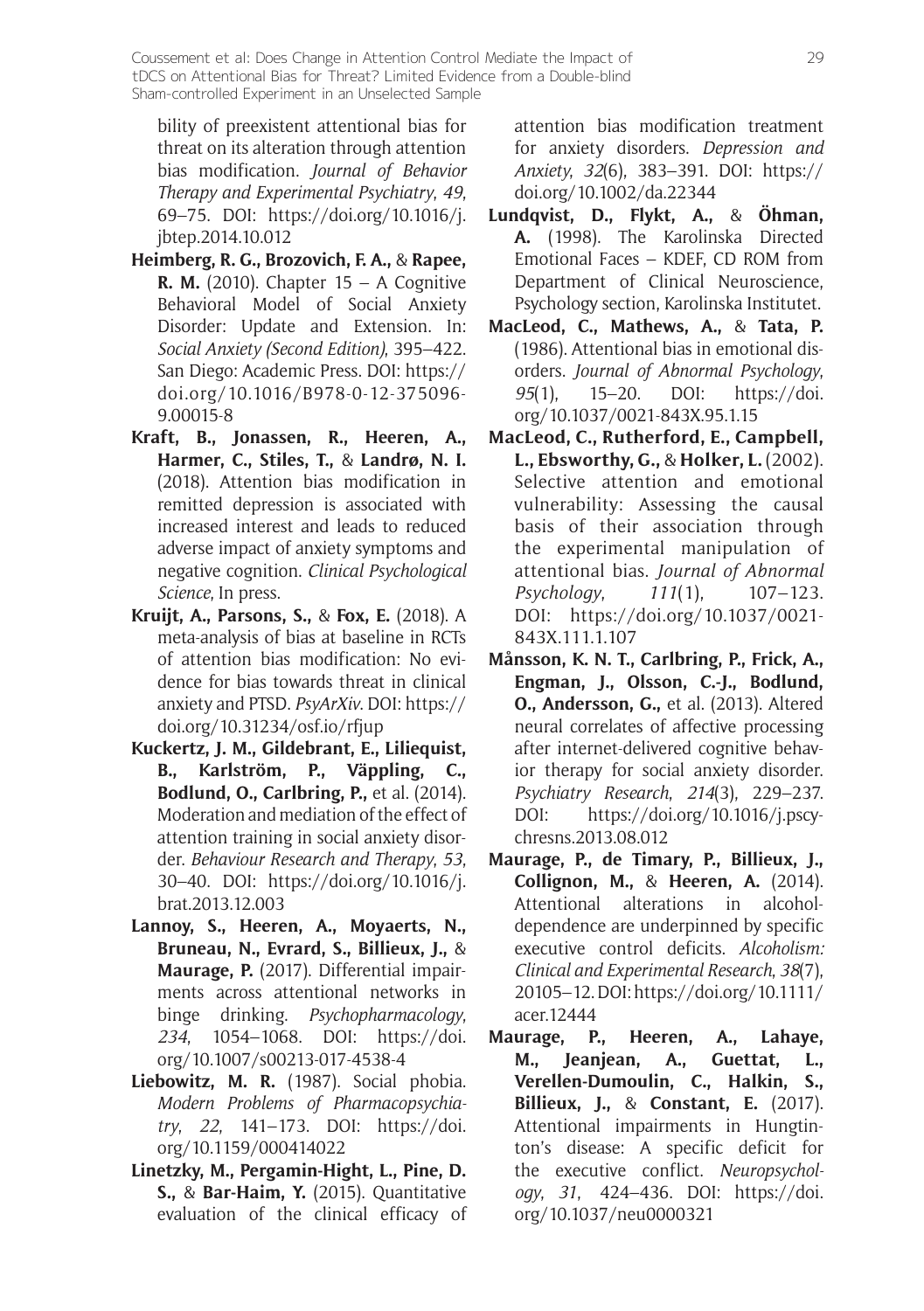bility of preexistent attentional bias for threat on its alteration through attention bias modification. *Journal of Behavior Therapy and Experimental Psychiatry*, *49*, 69–75. DOI: https://doi.org/10.1016/j.jbtep.2014.10.012

**Heimberg, R. G., Brozovich, F. A.,** & **Rapee, R. M.** (2010). Chapter 15 – A Cognitive Behavioral Model of Social Anxiety Disorder: Update and Extension. In: *Social Anxiety (Second Edition)*, 395–422. San Diego: Academic Press. DOI: https://doi.org/10.1016/B978-0-12-375096-9.00015-8

**Kraft, B., Jonassen, R., Heeren, A., Harmer, C., Stiles, T.,** & **Landrø, N. I.** (2018). Attention bias modification in remitted depression is associated with increased interest and leads to reduced adverse impact of anxiety symptoms and negative cognition. *Clinical Psychological Science*, In press.

**Kruijt, A., Parsons, S.,** & **Fox, E.** (2018). A meta-analysis of bias at baseline in RCTs of attention bias modification: No evidence for bias towards threat in clinical anxiety and PTSD. *PsyArXiv*. DOI: https://doi.org/10.31234/osf.io/rfjup

**Kuckertz, J. M., Gildebrant, E., Liliequist, B., Karlström, P., Väppling, C., Bodlund, O., Carlbring, P.,** et al. (2014). Moderation and mediation of the effect of attention training in social anxiety disorder. *Behaviour Research and Therapy*, *53*, 30–40. DOI: https://doi.org/10.1016/j.brat.2013.12.003

**Lannoy, S., Heeren, A., Moyaerts, N., Bruneau, N., Evrard, S., Billieux, J.,** & **Maurage, P.** (2017). Differential impairments across attentional networks in binge drinking. *Psychopharmacology*, *234*, 1054–1068. DOI: https://doi.org/10.1007/s00213-017-4538-4

**Liebowitz, M. R.** (1987). Social phobia. *Modern Problems of Pharmacopsychiatry*, *22*, 141–173. DOI: https://doi.org/10.1159/000414022

**Linetzky, M., Pergamin-Hight, L., Pine, D. S.,** & **Bar-Haim, Y.** (2015). Quantitative evaluation of the clinical efficacy of attention bias modification treatment for anxiety disorders. *Depression and Anxiety*, *32*(6), 383–391. DOI: https://doi.org/10.1002/da.22344

**Lundqvist, D., Flykt, A.,** & **Öhman, A.** (1998). The Karolinska Directed Emotional Faces – KDEF, CD ROM from Department of Clinical Neuroscience, Psychology section, Karolinska Institutet.

**MacLeod, C., Mathews, A.,** & **Tata, P.** (1986). Attentional bias in emotional disorders. *Journal of Abnormal Psychology*, *95*(1), 15–20. DOI: https://doi.org/10.1037/0021-843X.95.1.15

**MacLeod, C., Rutherford, E., Campbell, L., Ebsworthy, G.,** & **Holker, L.** (2002). Selective attention and emotional vulnerability: Assessing the causal basis of their association through the experimental manipulation of attentional bias. *Journal of Abnormal Psychology*, *111*(1), 107–123. DOI: https://doi.org/10.1037/0021-843X.111.1.107

**Månsson, K. N. T., Carlbring, P., Frick, A., Engman, J., Olsson, C.-J., Bodlund, O., Andersson, G.,** et al. (2013). Altered neural correlates of affective processing after internet-delivered cognitive behavior therapy for social anxiety disorder. *Psychiatry Research*, *214*(3), 229–237. DOI: https://doi.org/10.1016/j.pscychresns.2013.08.012

**Maurage, P., de Timary, P., Billieux, J., Collignon, M.,** & **Heeren, A.** (2014). Attentional alterations in alcohol-dependence are underpinned by specific executive control deficits. *Alcoholism: Clinical and Experimental Research*, *38*(7), 20105–12. DOI: https://doi.org/10.1111/acer.12444

**Maurage, P., Heeren, A., Lahaye, M., Jeanjean, A., Guettat, L., Verellen-Dumoulin, C., Halkin, S., Billieux, J.,** & **Constant, E.** (2017). Attentional impairments in Hungtinton's disease: A specific deficit for the executive conflict. *Neuropsychology*, *31*, 424–436. DOI: https://doi.org/10.1037/neu0000321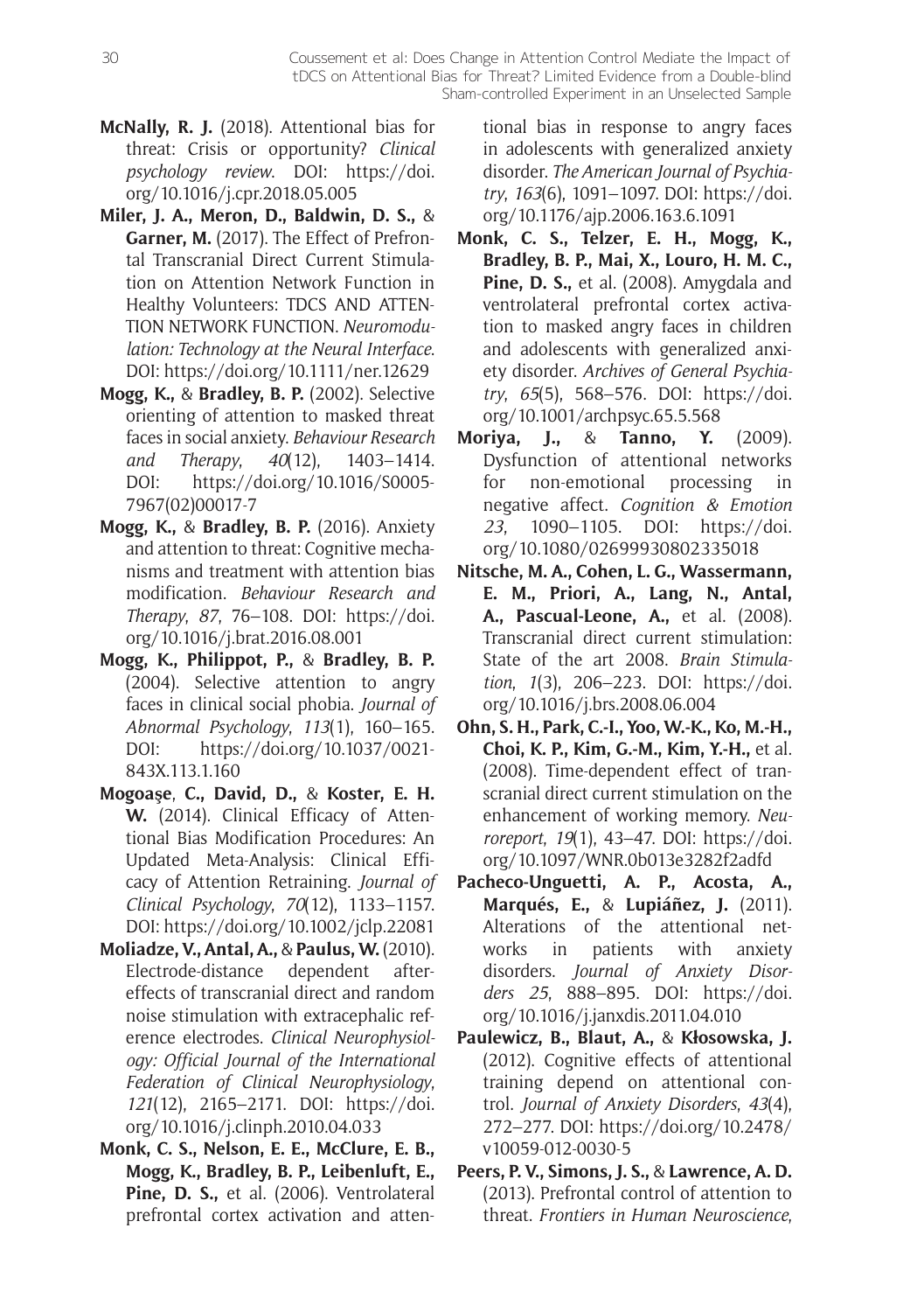**McNally, R. J.** (2018). Attentional bias for threat: Crisis or opportunity? *Clinical psychology review*. DOI: https://doi.org/10.1016/j.cpr.2018.05.005

**Miler, J. A., Meron, D., Baldwin, D. S.,** & **Garner, M.** (2017). The Effect of Prefrontal Transcranial Direct Current Stimulation on Attention Network Function in Healthy Volunteers: TDCS AND ATTENTION NETWORK FUNCTION. *Neuromodulation: Technology at the Neural Interface*. DOI: https://doi.org/10.1111/ner.12629

**Mogg, K.,** & **Bradley, B. P.** (2002). Selective orienting of attention to masked threat faces in social anxiety. *Behaviour Research and Therapy*, *40*(12), 1403–1414. DOI: https://doi.org/10.1016/S0005-7967(02)00017-7

**Mogg, K.,** & **Bradley, B. P.** (2016). Anxiety and attention to threat: Cognitive mechanisms and treatment with attention bias modification. *Behaviour Research and Therapy*, *87*, 76–108. DOI: https://doi.org/10.1016/j.brat.2016.08.001

**Mogg, K., Philippot, P.,** & **Bradley, B. P.** (2004). Selective attention to angry faces in clinical social phobia. *Journal of Abnormal Psychology*, *113*(1), 160–165. DOI: https://doi.org/10.1037/0021-843X.113.1.160

**Mogoaşe**, **C., David, D.,** & **Koster, E. H. W.** (2014). Clinical Efficacy of Attentional Bias Modification Procedures: An Updated Meta-Analysis: Clinical Efficacy of Attention Retraining. *Journal of Clinical Psychology*, *70*(12), 1133–1157. DOI: https://doi.org/10.1002/jclp.22081

**Moliadze, V., Antal, A.,** & **Paulus, W.** (2010). Electrode-distance dependent after-effects of transcranial direct and random noise stimulation with extracephalic reference electrodes. *Clinical Neurophysiology: Official Journal of the International Federation of Clinical Neurophysiology*, *121*(12), 2165–2171. DOI: https://doi.org/10.1016/j.clinph.2010.04.033

**Monk, C. S., Nelson, E. E., McClure, E. B., Mogg, K., Bradley, B. P., Leibenluft, E., Pine, D. S.,** et al. (2006). Ventrolateral prefrontal cortex activation and attentional bias in response to angry faces in adolescents with generalized anxiety disorder. *The American Journal of Psychiatry*, *163*(6), 1091–1097. DOI: https://doi.org/10.1176/ajp.2006.163.6.1091

**Monk, C. S., Telzer, E. H., Mogg, K., Bradley, B. P., Mai, X., Louro, H. M. C., Pine, D. S.,** et al. (2008). Amygdala and ventrolateral prefrontal cortex activation to masked angry faces in children and adolescents with generalized anxiety disorder. *Archives of General Psychiatry*, *65*(5), 568–576. DOI: https://doi.org/10.1001/archpsyc.65.5.568

**Moriya, J.,** & **Tanno, Y.** (2009). Dysfunction of attentional networks for non-emotional processing in negative affect. *Cognition & Emotion 23*, 1090–1105. DOI: https://doi.org/10.1080/02699930802335018

**Nitsche, M. A., Cohen, L. G., Wassermann, E. M., Priori, A., Lang, N., Antal, A., Pascual-Leone, A.,** et al. (2008). Transcranial direct current stimulation: State of the art 2008. *Brain Stimulation*, *1*(3), 206–223. DOI: https://doi.org/10.1016/j.brs.2008.06.004

**Ohn, S. H., Park, C.-I., Yoo, W.-K., Ko, M.-H., Choi, K. P., Kim, G.-M., Kim, Y.-H.,** et al. (2008). Time-dependent effect of transcranial direct current stimulation on the enhancement of working memory. *Neuroreport*, *19*(1), 43–47. DOI: https://doi.org/10.1097/WNR.0b013e3282f2adfd

**Pacheco-Unguetti, A. P., Acosta, A., Marqués, E.,** & **Lupiáñez, J.** (2011). Alterations of the attentional networks in patients with anxiety disorders. *Journal of Anxiety Disorders 25*, 888–895. DOI: https://doi.org/10.1016/j.janxdis.2011.04.010

**Paulewicz, B., Blaut, A.,** & **Kłosowska, J.** (2012). Cognitive effects of attentional training depend on attentional control. *Journal of Anxiety Disorders*, *43*(4), 272–277. DOI: https://doi.org/10.2478/v10059-012-0030-5

**Peers, P. V., Simons, J. S.,** & **Lawrence, A. D.** (2013). Prefrontal control of attention to threat. *Frontiers in Human Neuroscience*,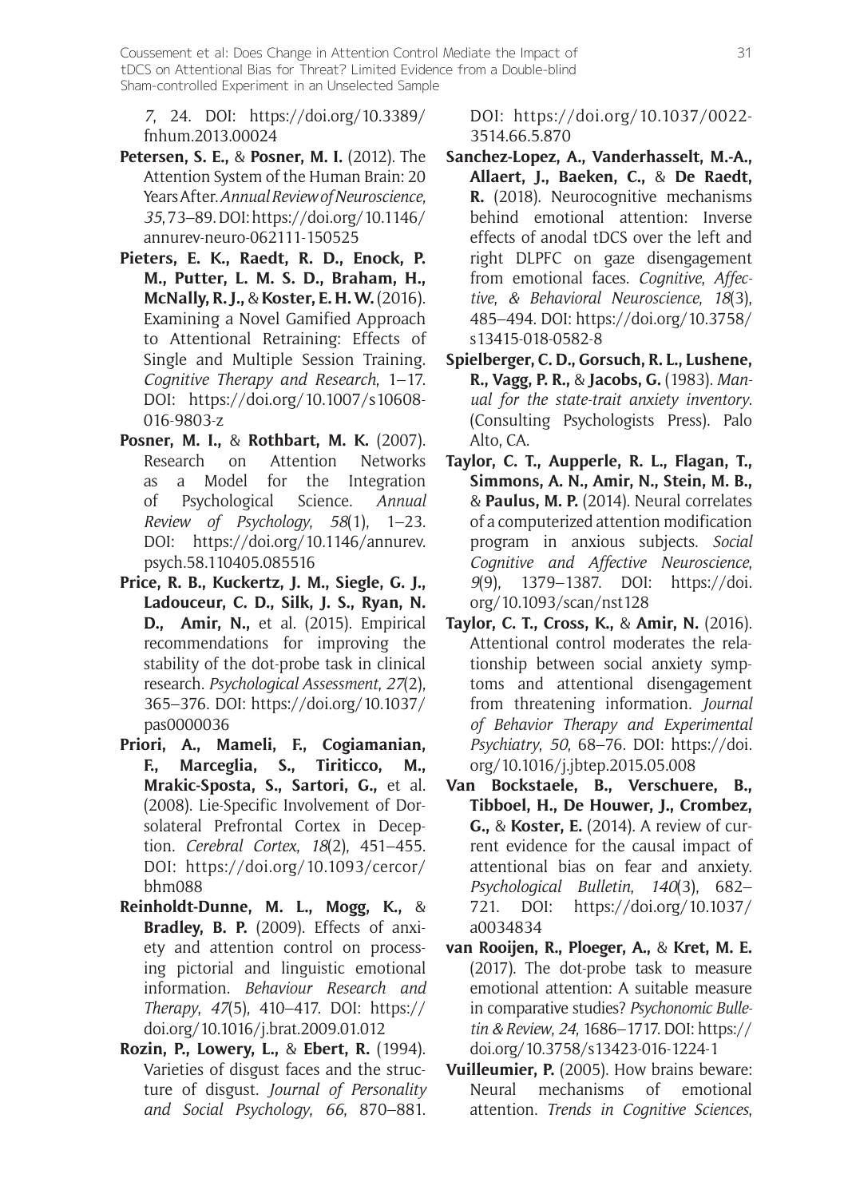*7*, 24. DOI: https://doi.org/10.3389/fnhum.2013.00024

**Petersen, S. E.,** & **Posner, M. I.** (2012). The Attention System of the Human Brain: 20 Years After. *Annual Review of Neuroscience*, *35*, 73–89. DOI: https://doi.org/10.1146/annurev-neuro-062111-150525

**Pieters, E. K., Raedt, R. D., Enock, P. M., Putter, L. M. S. D., Braham, H., McNally, R. J.,** & **Koster, E. H. W.** (2016). Examining a Novel Gamified Approach to Attentional Retraining: Effects of Single and Multiple Session Training. *Cognitive Therapy and Research*, 1–17. DOI: https://doi.org/10.1007/s10608-016-9803-z

**Posner, M. I.,** & **Rothbart, M. K.** (2007). Research on Attention Networks as a Model for the Integration of Psychological Science. *Annual Review of Psychology*, *58*(1), 1–23. DOI: https://doi.org/10.1146/annurev.psych.58.110405.085516

**Price, R. B., Kuckertz, J. M., Siegle, G. J., Ladouceur, C. D., Silk, J. S., Ryan, N. D., Amir, N.,** et al. (2015). Empirical recommendations for improving the stability of the dot-probe task in clinical research. *Psychological Assessment*, *27*(2), 365–376. DOI: https://doi.org/10.1037/pas0000036

**Priori, A., Mameli, F., Cogiamanian, F., Marceglia, S., Tiriticco, M., Mrakic-Sposta, S., Sartori, G.,** et al. (2008). Lie-Specific Involvement of Dorsolateral Prefrontal Cortex in Deception. *Cerebral Cortex*, *18*(2), 451–455. DOI: https://doi.org/10.1093/cercor/bhm088

**Reinholdt-Dunne, M. L., Mogg, K.,** & **Bradley, B. P.** (2009). Effects of anxiety and attention control on processing pictorial and linguistic emotional information. *Behaviour Research and Therapy*, *47*(5), 410–417. DOI: https://doi.org/10.1016/j.brat.2009.01.012

**Rozin, P., Lowery, L.,** & **Ebert, R.** (1994). Varieties of disgust faces and the structure of disgust. *Journal of Personality and Social Psychology*, *66*, 870–881. DOI: https://doi.org/10.1037/0022-3514.66.5.870

**Sanchez-Lopez, A., Vanderhasselt, M.-A., Allaert, J., Baeken, C.,** & **De Raedt, R.** (2018). Neurocognitive mechanisms behind emotional attention: Inverse effects of anodal tDCS over the left and right DLPFC on gaze disengagement from emotional faces. *Cognitive, Affective, & Behavioral Neuroscience*, *18*(3), 485–494. DOI: https://doi.org/10.3758/s13415-018-0582-8

**Spielberger, C. D., Gorsuch, R. L., Lushene, R., Vagg, P. R.,** & **Jacobs, G.** (1983). *Manual for the state-trait anxiety inventory*. (Consulting Psychologists Press). Palo Alto, CA.

**Taylor, C. T., Aupperle, R. L., Flagan, T., Simmons, A. N., Amir, N., Stein, M. B.,** & **Paulus, M. P.** (2014). Neural correlates of a computerized attention modification program in anxious subjects. *Social Cognitive and Affective Neuroscience*, *9*(9), 1379–1387. DOI: https://doi.org/10.1093/scan/nst128

**Taylor, C. T., Cross, K.,** & **Amir, N.** (2016). Attentional control moderates the relationship between social anxiety symptoms and attentional disengagement from threatening information. *Journal of Behavior Therapy and Experimental Psychiatry*, *50*, 68–76. DOI: https://doi.org/10.1016/j.jbtep.2015.05.008

**Van Bockstaele, B., Verschuere, B., Tibboel, H., De Houwer, J., Crombez, G.,** & **Koster, E.** (2014). A review of current evidence for the causal impact of attentional bias on fear and anxiety. *Psychological Bulletin*, *140*(3), 682–721. DOI: https://doi.org/10.1037/a0034834

**van Rooijen, R., Ploeger, A.,** & **Kret, M. E.** (2017). The dot-probe task to measure emotional attention: A suitable measure in comparative studies? *Psychonomic Bulletin & Review*, *24*, 1686–1717. DOI: https://doi.org/10.3758/s13423-016-1224-1

**Vuilleumier, P.** (2005). How brains beware: Neural mechanisms of emotional attention. *Trends in Cognitive Sciences*,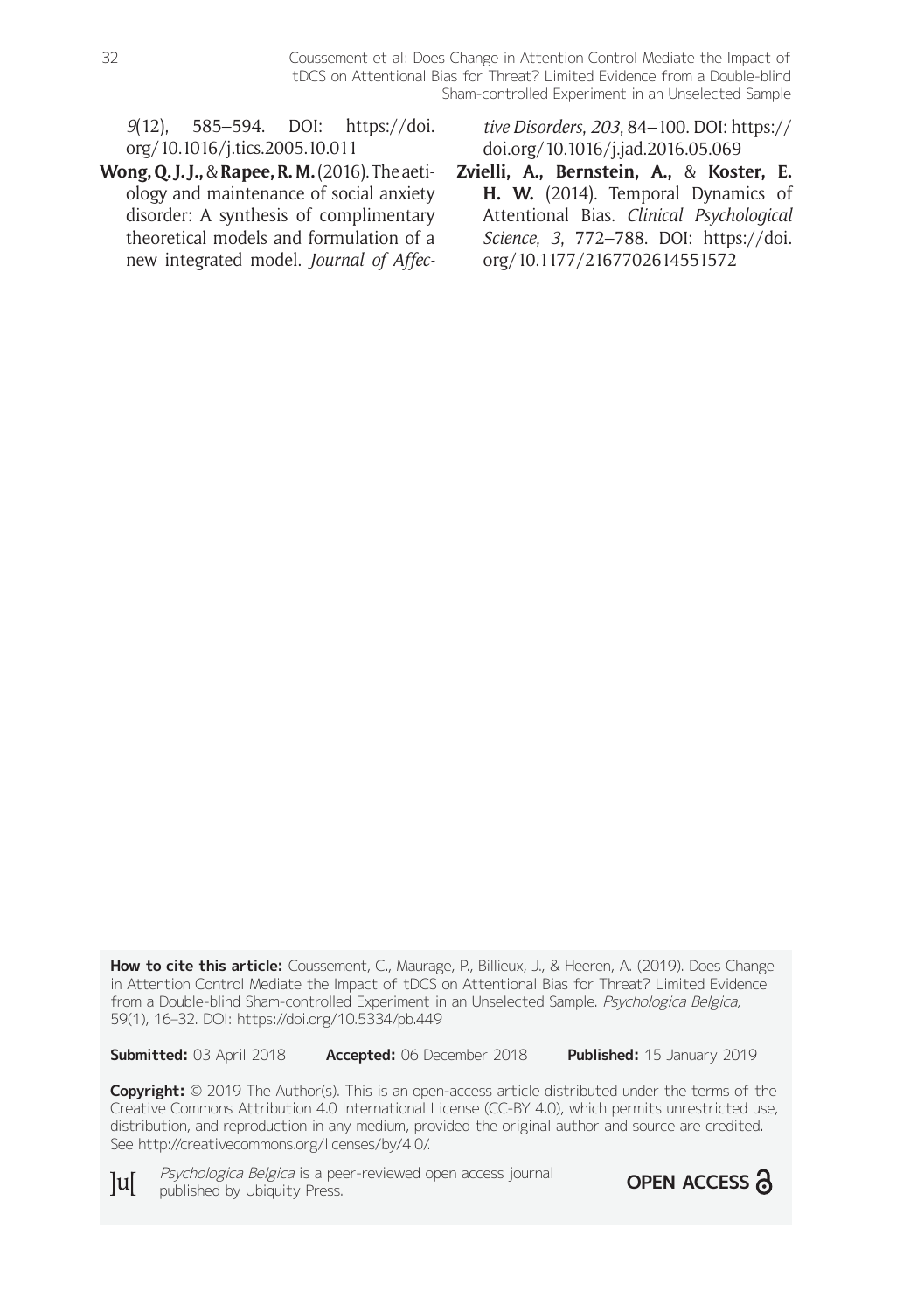*9*(12), 585–594. DOI: https://doi.org/10.1016/j.tics.2005.10.011

**Wong, Q. J. J.,** & **Rapee, R. M.** (2016). The aetiology and maintenance of social anxiety disorder: A synthesis of complimentary theoretical models and formulation of a new integrated model. *Journal of Affective Disorders*, *203*, 84–100. DOI: https://doi.org/10.1016/j.jad.2016.05.069

**Zvielli, A., Bernstein, A.,** & **Koster, E. H. W.** (2014). Temporal Dynamics of Attentional Bias. *Clinical Psychological Science*, *3*, 772–788. DOI: https://doi.org/10.1177/2167702614551572

**How to cite this article:** Coussement, C., Maurage, P., Billieux, J., & Heeren, A. (2019). Does Change in Attention Control Mediate the Impact of tDCS on Attentional Bias for Threat? Limited Evidence from a Double-blind Sham-controlled Experiment in an Unselected Sample. *Psychologica Belgica,* 59(1), 16–32. DOI: https://doi.org/10.5334/pb.449

**Submitted:** 03 April 2018 **Accepted:** 06 December 2018 **Published:** 15 January 2019

**Copyright:** © 2019 The Author(s). This is an open-access article distributed under the terms of the Creative Commons Attribution 4.0 International License (CC-BY 4.0), which permits unrestricted use, distribution, and reproduction in any medium, provided the original author and source are credited. See http://creativecommons.org/licenses/by/4.0/.

*Psychologica Belgica* is a peer-reviewed open access journal published by Ubiquity Press.

**OPEN ACCESS**